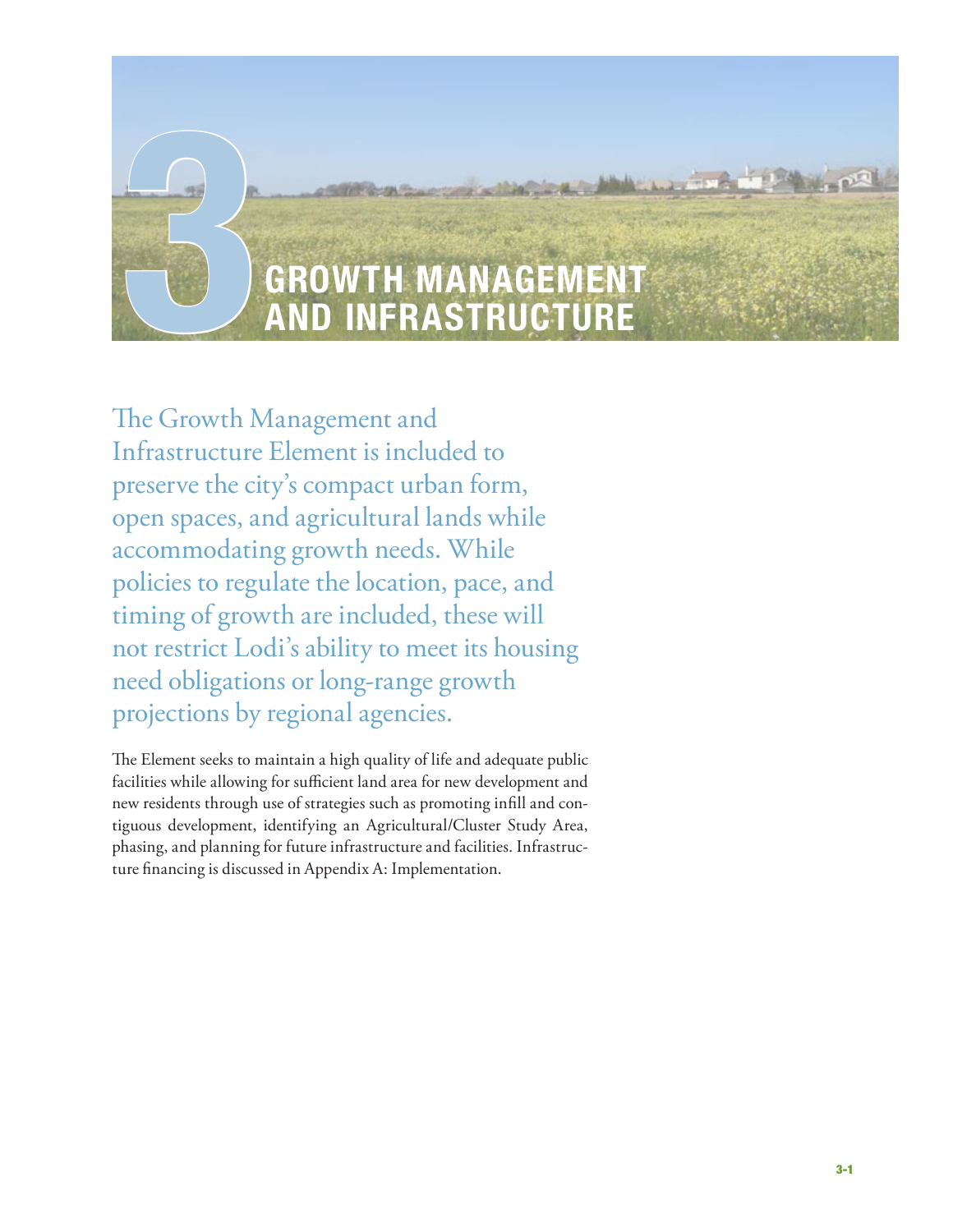# 3 GROWTH MANAGEMENT AND INFRASTRUCTURE

The Growth Management and Infrastructure Element is included to preserve the city's compact urban form, open spaces, and agricultural lands while accommodating growth needs. While policies to regulate the location, pace, and timing of growth are included, these will not restrict Lodi's ability to meet its housing need obligations or long-range growth projections by regional agencies.

The Element seeks to maintain a high quality of life and adequate public facilities while allowing for sufficient land area for new development and new residents through use of strategies such as promoting infill and contiguous development, identifying an Agricultural/Cluster Study Area, phasing, and planning for future infrastructure and facilities. Infrastructure financing is discussed in Appendix A: Implementation.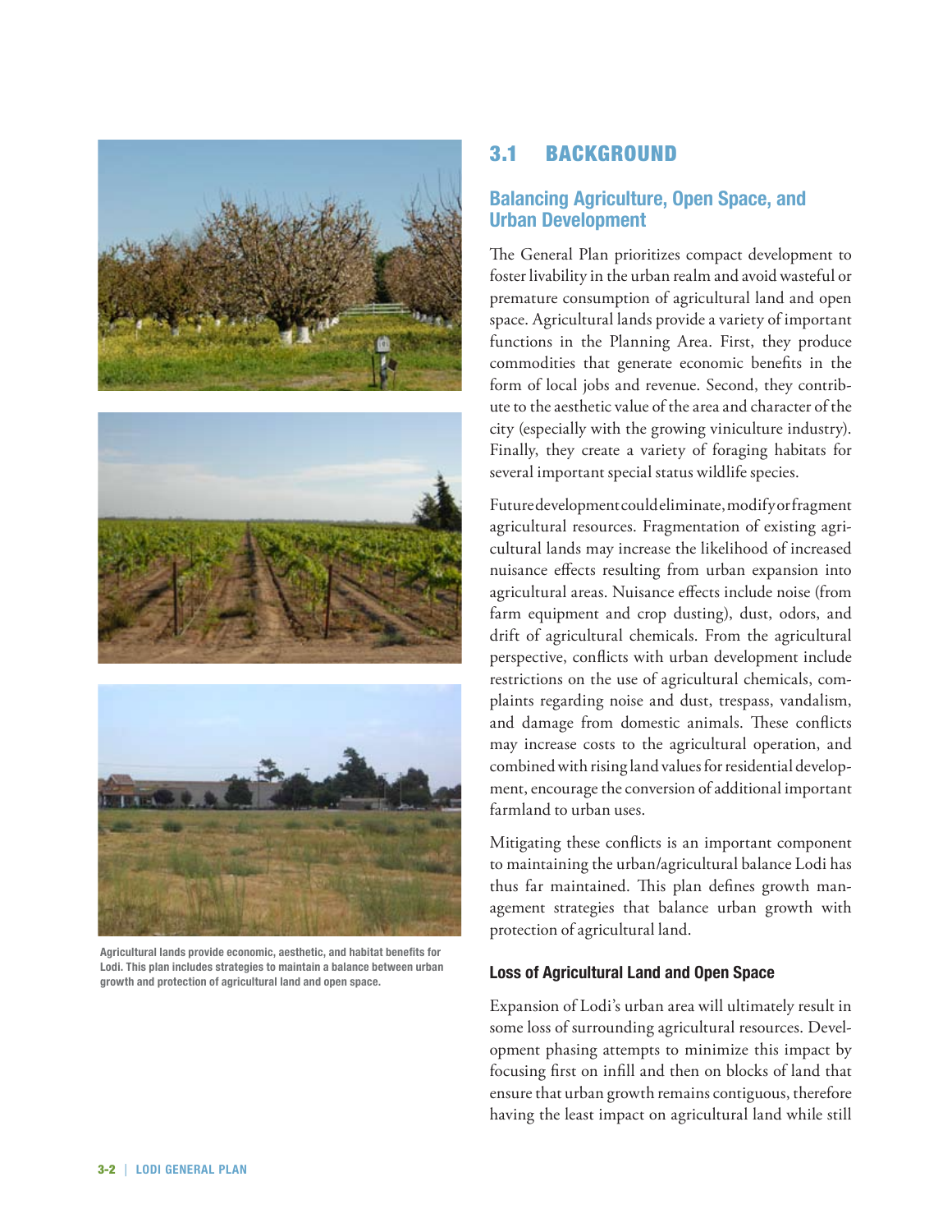Agricultural lands provide economic, aesthetic, and habitat benefits for Lodi. This plan includes strategies to maintain a balance between urban growth and protection of agricultural land and open space.

## 3.1 BACKGROUND

### Balancing Agriculture, Open Space, and Urban Development

The General Plan prioritizes compact development to foster livability in the urban realm and avoid wasteful or premature consumption of agricultural land and open space. Agricultural lands provide a variety of important functions in the Planning Area. First, they produce commodities that generate economic benefits in the form of local jobs and revenue. Second, they contribute to the aesthetic value of the area and character of the city (especially with the growing viniculture industry). Finally, they create a variety of foraging habitats for several important special status wildlife species.

Future development could eliminate, modify or fragment agricultural resources. Fragmentation of existing agricultural lands may increase the likelihood of increased nuisance effects resulting from urban expansion into agricultural areas. Nuisance effects include noise (from farm equipment and crop dusting), dust, odors, and drift of agricultural chemicals. From the agricultural perspective, conflicts with urban development include restrictions on the use of agricultural chemicals, complaints regarding noise and dust, trespass, vandalism, and damage from domestic animals. These conflicts may increase costs to the agricultural operation, and combined with rising land values for residential development, encourage the conversion of additional important farmland to urban uses.

Mitigating these conflicts is an important component to maintaining the urban/agricultural balance Lodi has thus far maintained. This plan defines growth management strategies that balance urban growth with protection of agricultural land.

#### Loss of Agricultural Land and Open Space

Expansion of Lodi's urban area will ultimately result in some loss of surrounding agricultural resources. Development phasing attempts to minimize this impact by focusing first on infill and then on blocks of land that ensure that urban growth remains contiguous, therefore having the least impact on agricultural land while still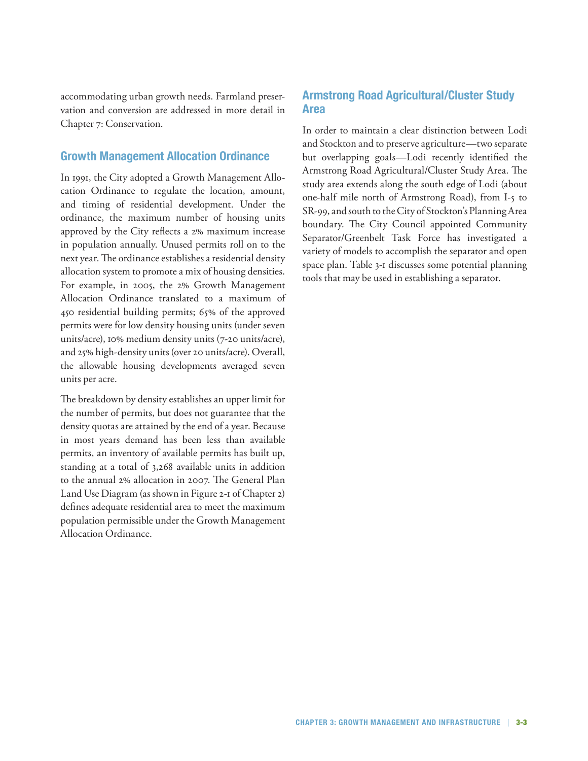accommodating urban growth needs. Farmland preservation and conversion are addressed in more detail in Chapter 7: Conservation.

## Growth Management Allocation Ordinance

In 1991, the City adopted a Growth Management Allocation Ordinance to regulate the location, amount, and timing of residential development. Under the ordinance, the maximum number of housing units approved by the City reflects a 2% maximum increase in population annually. Unused permits roll on to the next year. The ordinance establishes a residential density allocation system to promote a mix of housing densities. For example, in 2005, the 2% Growth Management Allocation Ordinance translated to a maximum of 450 residential building permits; 65% of the approved permits were for low density housing units (under seven units/acre), 10% medium density units (7-20 units/acre), and 25% high-density units (over 20 units/acre). Overall, the allowable housing developments averaged seven units per acre.

The breakdown by density establishes an upper limit for the number of permits, but does not guarantee that the density quotas are attained by the end of a year. Because in most years demand has been less than available permits, an inventory of available permits has built up, standing at a total of 3,268 available units in addition to the annual 2% allocation in 2007. The General Plan Land Use Diagram (as shown in Figure 2-1 of Chapter 2) defines adequate residential area to meet the maximum population permissible under the Growth Management Allocation Ordinance.

## Armstrong Road Agricultural/Cluster Study Area

In order to maintain a clear distinction between Lodi and Stockton and to preserve agriculture—two separate but overlapping goals—Lodi recently identified the Armstrong Road Agricultural/Cluster Study Area. The study area extends along the south edge of Lodi (about one-half mile north of Armstrong Road), from I-5 to SR-99, and south to the City of Stockton's Planning Area boundary. The City Council appointed Community Separator/Greenbelt Task Force has investigated a variety of models to accomplish the separator and open space plan. Table 3-1 discusses some potential planning tools that may be used in establishing a separator.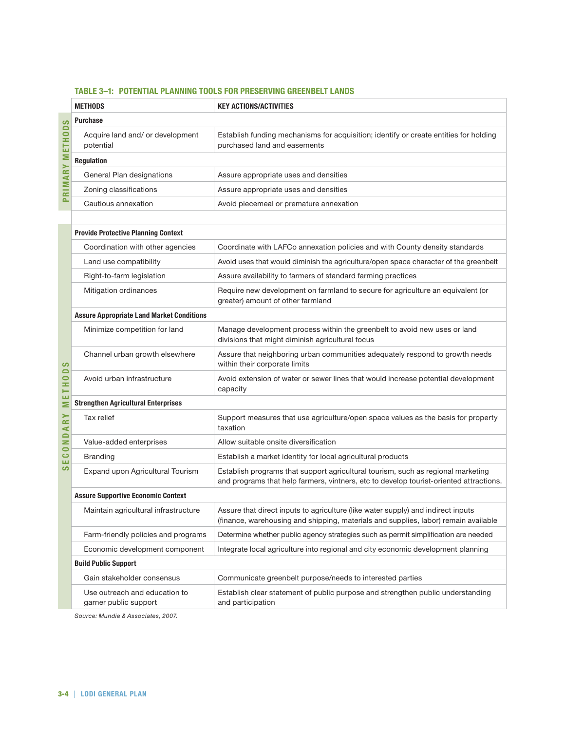**TABLE 3–1: POTENTIAL PLANNING TOOLS FOR PRESERVING GREENBELT LANDS**

| | METHODS | KEY ACTIONS/ACTIVITIES |
|---|---|---|
| PRIMARY METHODS | **Purchase** | |
| | Acquire land and/ or development potential | Establish funding mechanisms for acquisition; identify or create entities for holding purchased land and easements |
| | **Regulation** | |
| | General Plan designations | Assure appropriate uses and densities |
| | Zoning classifications | Assure appropriate uses and densities |
| | Cautious annexation | Avoid piecemeal or premature annexation |
| SECONDARY METHODS | **Provide Protective Planning Context** | |
| | Coordination with other agencies | Coordinate with LAFCo annexation policies and with County density standards |
| | Land use compatibility | Avoid uses that would diminish the agriculture/open space character of the greenbelt |
| | Right-to-farm legislation | Assure availability to farmers of standard farming practices |
| | Mitigation ordinances | Require new development on farmland to secure for agriculture an equivalent (or greater) amount of other farmland |
| | **Assure Appropriate Land Market Conditions** | |
| | Minimize competition for land | Manage development process within the greenbelt to avoid new uses or land divisions that might diminish agricultural focus |
| | Channel urban growth elsewhere | Assure that neighboring urban communities adequately respond to growth needs within their corporate limits |
| | Avoid urban infrastructure | Avoid extension of water or sewer lines that would increase potential development capacity |
| | **Strengthen Agricultural Enterprises** | |
| | Tax relief | Support measures that use agriculture/open space values as the basis for property taxation |
| | Value-added enterprises | Allow suitable onsite diversification |
| | Branding | Establish a market identity for local agricultural products |
| | Expand upon Agricultural Tourism | Establish programs that support agricultural tourism, such as regional marketing and programs that help farmers, vintners, etc to develop tourist-oriented attractions. |
| | **Assure Supportive Economic Context** | |
| | Maintain agricultural infrastructure | Assure that direct inputs to agriculture (like water supply) and indirect inputs (finance, warehousing and shipping, materials and supplies, labor) remain available |
| | Farm-friendly policies and programs | Determine whether public agency strategies such as permit simplification are needed |
| | Economic development component | Integrate local agriculture into regional and city economic development planning |
| | **Build Public Support** | |
| | Gain stakeholder consensus | Communicate greenbelt purpose/needs to interested parties |
| | Use outreach and education to garner public support | Establish clear statement of public purpose and strengthen public understanding and participation |

*Source: Mundie & Associates, 2007.*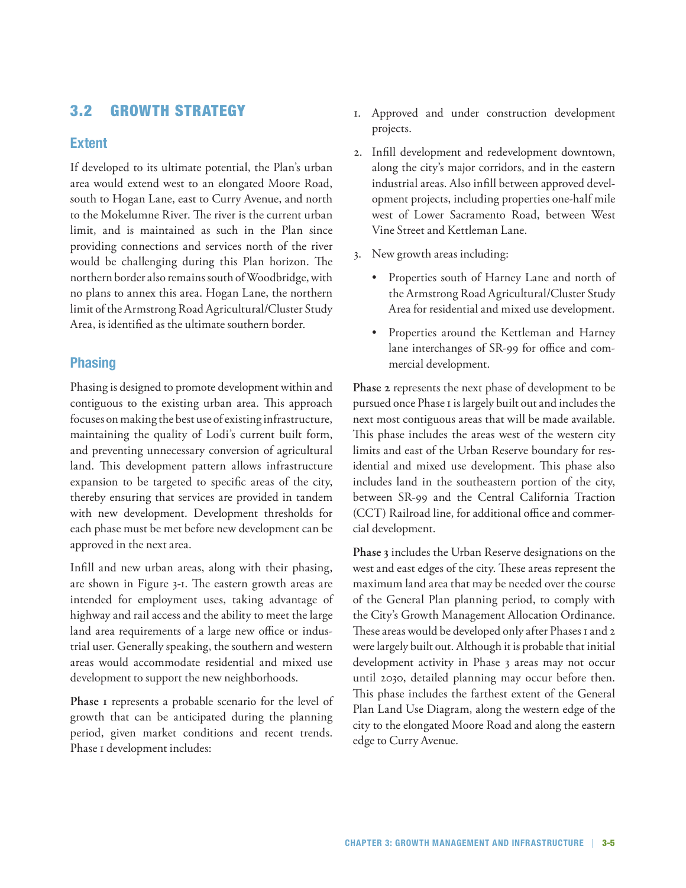## 3.2 GROWTH STRATEGY

### Extent

If developed to its ultimate potential, the Plan's urban area would extend west to an elongated Moore Road, south to Hogan Lane, east to Curry Avenue, and north to the Mokelumne River. The river is the current urban limit, and is maintained as such in the Plan since providing connections and services north of the river would be challenging during this Plan horizon. The northern border also remains south of Woodbridge, with no plans to annex this area. Hogan Lane, the northern limit of the Armstrong Road Agricultural/Cluster Study Area, is identified as the ultimate southern border.

### Phasing

Phasing is designed to promote development within and contiguous to the existing urban area. This approach focuses on making the best use of existing infrastructure, maintaining the quality of Lodi's current built form, and preventing unnecessary conversion of agricultural land. This development pattern allows infrastructure expansion to be targeted to specific areas of the city, thereby ensuring that services are provided in tandem with new development. Development thresholds for each phase must be met before new development can be approved in the next area.

Infill and new urban areas, along with their phasing, are shown in Figure 3-1. The eastern growth areas are intended for employment uses, taking advantage of highway and rail access and the ability to meet the large land area requirements of a large new office or industrial user. Generally speaking, the southern and western areas would accommodate residential and mixed use development to support the new neighborhoods.

**Phase 1** represents a probable scenario for the level of growth that can be anticipated during the planning period, given market conditions and recent trends. Phase 1 development includes:

1. Approved and under construction development projects.
2. Infill development and redevelopment downtown, along the city's major corridors, and in the eastern industrial areas. Also infill between approved development projects, including properties one-half mile west of Lower Sacramento Road, between West Vine Street and Kettleman Lane.
3. New growth areas including:
   - Properties south of Harney Lane and north of the Armstrong Road Agricultural/Cluster Study Area for residential and mixed use development.
   - Properties around the Kettleman and Harney lane interchanges of SR-99 for office and commercial development.

**Phase 2** represents the next phase of development to be pursued once Phase 1 is largely built out and includes the next most contiguous areas that will be made available. This phase includes the areas west of the western city limits and east of the Urban Reserve boundary for residential and mixed use development. This phase also includes land in the southeastern portion of the city, between SR-99 and the Central California Traction (CCT) Railroad line, for additional office and commercial development.

**Phase 3** includes the Urban Reserve designations on the west and east edges of the city. These areas represent the maximum land area that may be needed over the course of the General Plan planning period, to comply with the City's Growth Management Allocation Ordinance. These areas would be developed only after Phases 1 and 2 were largely built out. Although it is probable that initial development activity in Phase 3 areas may not occur until 2030, detailed planning may occur before then. This phase includes the farthest extent of the General Plan Land Use Diagram, along the western edge of the city to the elongated Moore Road and along the eastern edge to Curry Avenue.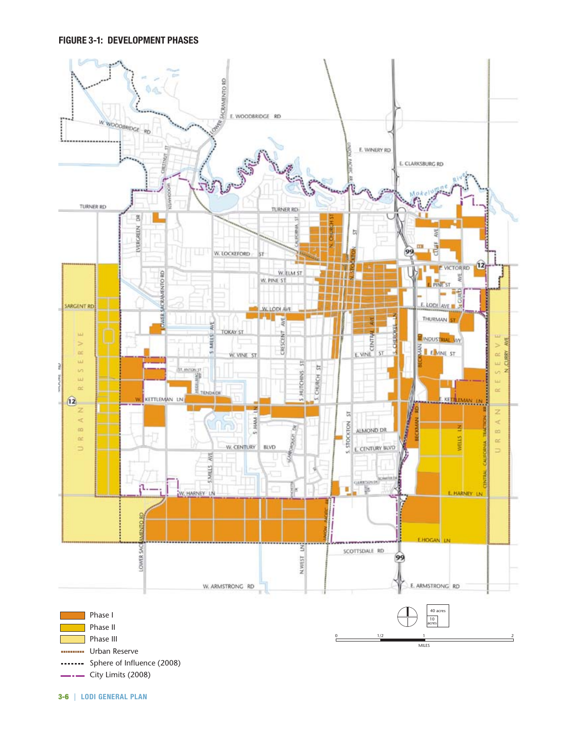**FIGURE 3-1: DEVELOPMENT PHASES**

- Phase I
- Phase II
- Phase III
- Urban Reserve
- Sphere of Influence (2008)
- City Limits (2008)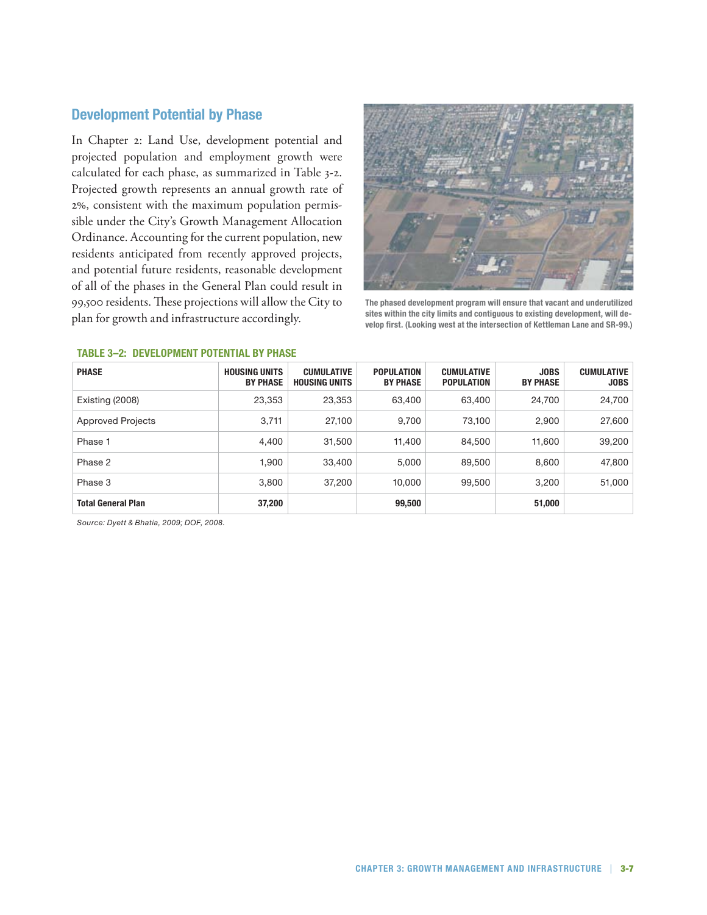## Development Potential by Phase

In Chapter 2: Land Use, development potential and projected population and employment growth were calculated for each phase, as summarized in Table 3-2. Projected growth represents an annual growth rate of 2%, consistent with the maximum population permissible under the City's Growth Management Allocation Ordinance. Accounting for the current population, new residents anticipated from recently approved projects, and potential future residents, reasonable development of all of the phases in the General Plan could result in 99,500 residents. These projections will allow the City to plan for growth and infrastructure accordingly.

The phased development program will ensure that vacant and underutilized sites within the city limits and contiguous to existing development, will develop first. (Looking west at the intersection of Kettleman Lane and SR-99.)

**TABLE 3–2: DEVELOPMENT POTENTIAL BY PHASE**

| PHASE | HOUSING UNITS BY PHASE | CUMULATIVE HOUSING UNITS | POPULATION BY PHASE | CUMULATIVE POPULATION | JOBS BY PHASE | CUMULATIVE JOBS |
|---|---|---|---|---|---|---|
| Existing (2008) | 23,353 | 23,353 | 63,400 | 63,400 | 24,700 | 24,700 |
| Approved Projects | 3,711 | 27,100 | 9,700 | 73,100 | 2,900 | 27,600 |
| Phase 1 | 4,400 | 31,500 | 11,400 | 84,500 | 11,600 | 39,200 |
| Phase 2 | 1,900 | 33,400 | 5,000 | 89,500 | 8,600 | 47,800 |
| Phase 3 | 3,800 | 37,200 | 10,000 | 99,500 | 3,200 | 51,000 |
| **Total General Plan** | **37,200** | | **99,500** | | **51,000** | |

*Source: Dyett & Bhatia, 2009; DOF, 2008.*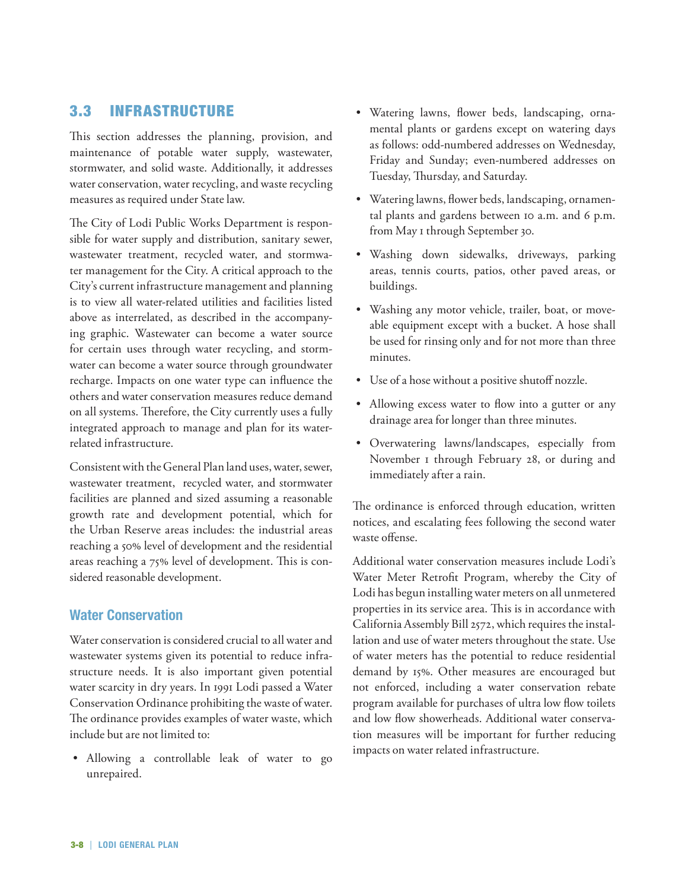## 3.3 INFRASTRUCTURE

This section addresses the planning, provision, and maintenance of potable water supply, wastewater, stormwater, and solid waste. Additionally, it addresses water conservation, water recycling, and waste recycling measures as required under State law.

The City of Lodi Public Works Department is responsible for water supply and distribution, sanitary sewer, wastewater treatment, recycled water, and stormwater management for the City. A critical approach to the City's current infrastructure management and planning is to view all water-related utilities and facilities listed above as interrelated, as described in the accompanying graphic. Wastewater can become a water source for certain uses through water recycling, and stormwater can become a water source through groundwater recharge. Impacts on one water type can influence the others and water conservation measures reduce demand on all systems. Therefore, the City currently uses a fully integrated approach to manage and plan for its water-related infrastructure.

Consistent with the General Plan land uses, water, sewer, wastewater treatment, recycled water, and stormwater facilities are planned and sized assuming a reasonable growth rate and development potential, which for the Urban Reserve areas includes: the industrial areas reaching a 50% level of development and the residential areas reaching a 75% level of development. This is considered reasonable development.

### Water Conservation

Water conservation is considered crucial to all water and wastewater systems given its potential to reduce infrastructure needs. It is also important given potential water scarcity in dry years. In 1991 Lodi passed a Water Conservation Ordinance prohibiting the waste of water. The ordinance provides examples of water waste, which include but are not limited to:

- Allowing a controllable leak of water to go unrepaired.
- Watering lawns, flower beds, landscaping, ornamental plants or gardens except on watering days as follows: odd-numbered addresses on Wednesday, Friday and Sunday; even-numbered addresses on Tuesday, Thursday, and Saturday.
- Watering lawns, flower beds, landscaping, ornamental plants and gardens between 10 a.m. and 6 p.m. from May 1 through September 30.
- Washing down sidewalks, driveways, parking areas, tennis courts, patios, other paved areas, or buildings.
- Washing any motor vehicle, trailer, boat, or moveable equipment except with a bucket. A hose shall be used for rinsing only and for not more than three minutes.
- Use of a hose without a positive shutoff nozzle.
- Allowing excess water to flow into a gutter or any drainage area for longer than three minutes.
- Overwatering lawns/landscapes, especially from November 1 through February 28, or during and immediately after a rain.

The ordinance is enforced through education, written notices, and escalating fees following the second water waste offense.

Additional water conservation measures include Lodi's Water Meter Retrofit Program, whereby the City of Lodi has begun installing water meters on all unmetered properties in its service area. This is in accordance with California Assembly Bill 2572, which requires the installation and use of water meters throughout the state. Use of water meters has the potential to reduce residential demand by 15%. Other measures are encouraged but not enforced, including a water conservation rebate program available for purchases of ultra low flow toilets and low flow showerheads. Additional water conservation measures will be important for further reducing impacts on water related infrastructure.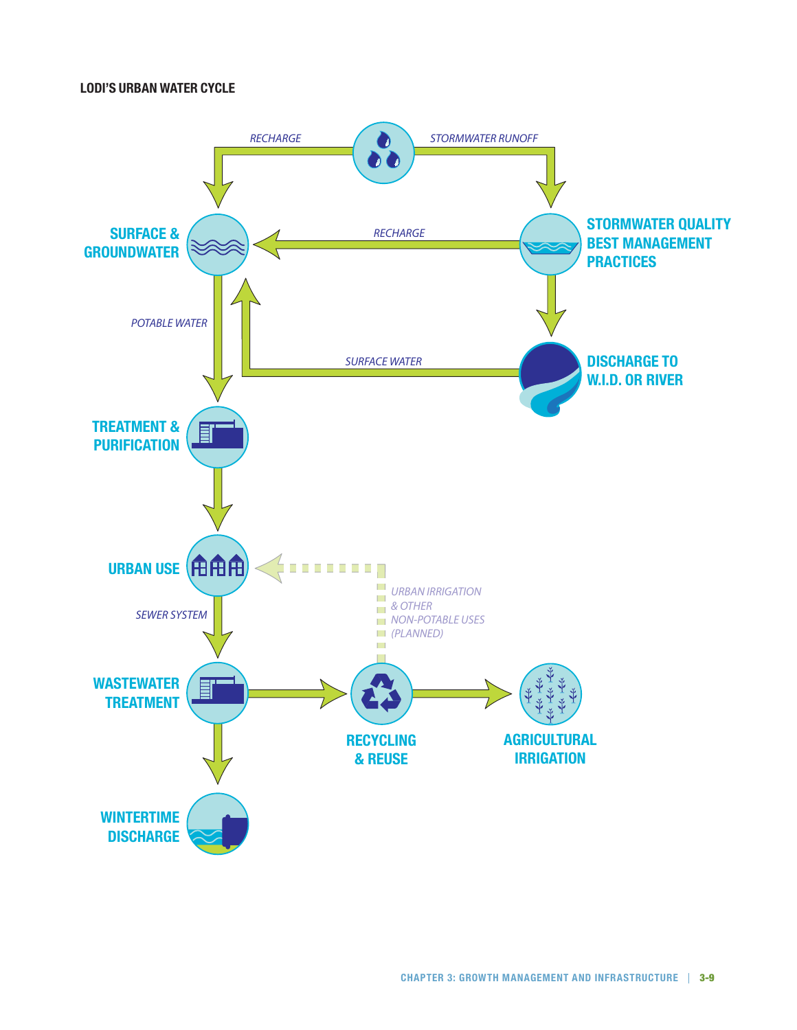**LODI'S URBAN WATER CYCLE**

RECHARGE

STORMWATER RUNOFF

SURFACE & GROUNDWATER

RECHARGE

STORMWATER QUALITY BEST MANAGEMENT PRACTICES

POTABLE WATER

SURFACE WATER

DISCHARGE TO W.I.D. OR RIVER

TREATMENT & PURIFICATION

URBAN USE

URBAN IRRIGATION & OTHER NON-POTABLE USES (PLANNED)

SEWER SYSTEM

WASTEWATER TREATMENT

RECYCLING & REUSE

AGRICULTURAL IRRIGATION

WINTERTIME DISCHARGE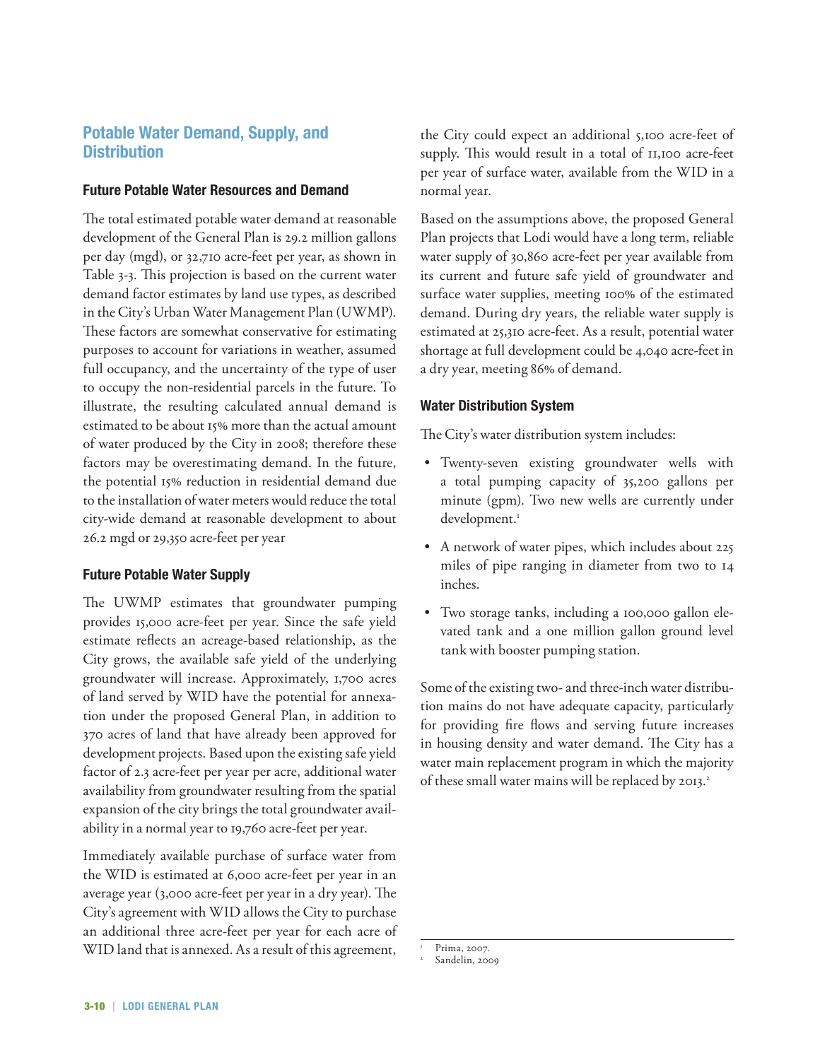## Potable Water Demand, Supply, and Distribution

### Future Potable Water Resources and Demand

The total estimated potable water demand at reasonable development of the General Plan is 29.2 million gallons per day (mgd), or 32,710 acre-feet per year, as shown in Table 3-3. This projection is based on the current water demand factor estimates by land use types, as described in the City's Urban Water Management Plan (UWMP). These factors are somewhat conservative for estimating purposes to account for variations in weather, assumed full occupancy, and the uncertainty of the type of user to occupy the non-residential parcels in the future. To illustrate, the resulting calculated annual demand is estimated to be about 15% more than the actual amount of water produced by the City in 2008; therefore these factors may be overestimating demand. In the future, the potential 15% reduction in residential demand due to the installation of water meters would reduce the total city-wide demand at reasonable development to about 26.2 mgd or 29,350 acre-feet per year

### Future Potable Water Supply

The UWMP estimates that groundwater pumping provides 15,000 acre-feet per year. Since the safe yield estimate reflects an acreage-based relationship, as the City grows, the available safe yield of the underlying groundwater will increase. Approximately, 1,700 acres of land served by WID have the potential for annexation under the proposed General Plan, in addition to 370 acres of land that have already been approved for development projects. Based upon the existing safe yield factor of 2.3 acre-feet per year per acre, additional water availability from groundwater resulting from the spatial expansion of the city brings the total groundwater availability in a normal year to 19,760 acre-feet per year.

Immediately available purchase of surface water from the WID is estimated at 6,000 acre-feet per year in an average year (3,000 acre-feet per year in a dry year). The City's agreement with WID allows the City to purchase an additional three acre-feet per year for each acre of WID land that is annexed. As a result of this agreement, the City could expect an additional 5,100 acre-feet of supply. This would result in a total of 11,100 acre-feet per year of surface water, available from the WID in a normal year.

Based on the assumptions above, the proposed General Plan projects that Lodi would have a long term, reliable water supply of 30,860 acre-feet per year available from its current and future safe yield of groundwater and surface water supplies, meeting 100% of the estimated demand. During dry years, the reliable water supply is estimated at 25,310 acre-feet. As a result, potential water shortage at full development could be 4,040 acre-feet in a dry year, meeting 86% of demand.

### Water Distribution System

The City's water distribution system includes:

- Twenty-seven existing groundwater wells with a total pumping capacity of 35,200 gallons per minute (gpm). Two new wells are currently under development.[1]
- A network of water pipes, which includes about 225 miles of pipe ranging in diameter from two to 14 inches.
- Two storage tanks, including a 100,000 gallon elevated tank and a one million gallon ground level tank with booster pumping station.

Some of the existing two- and three-inch water distribution mains do not have adequate capacity, particularly for providing fire flows and serving future increases in housing density and water demand. The City has a water main replacement program in which the majority of these small water mains will be replaced by 2013.[2]

[1] Prima, 2007.
[2] Sandelin, 2009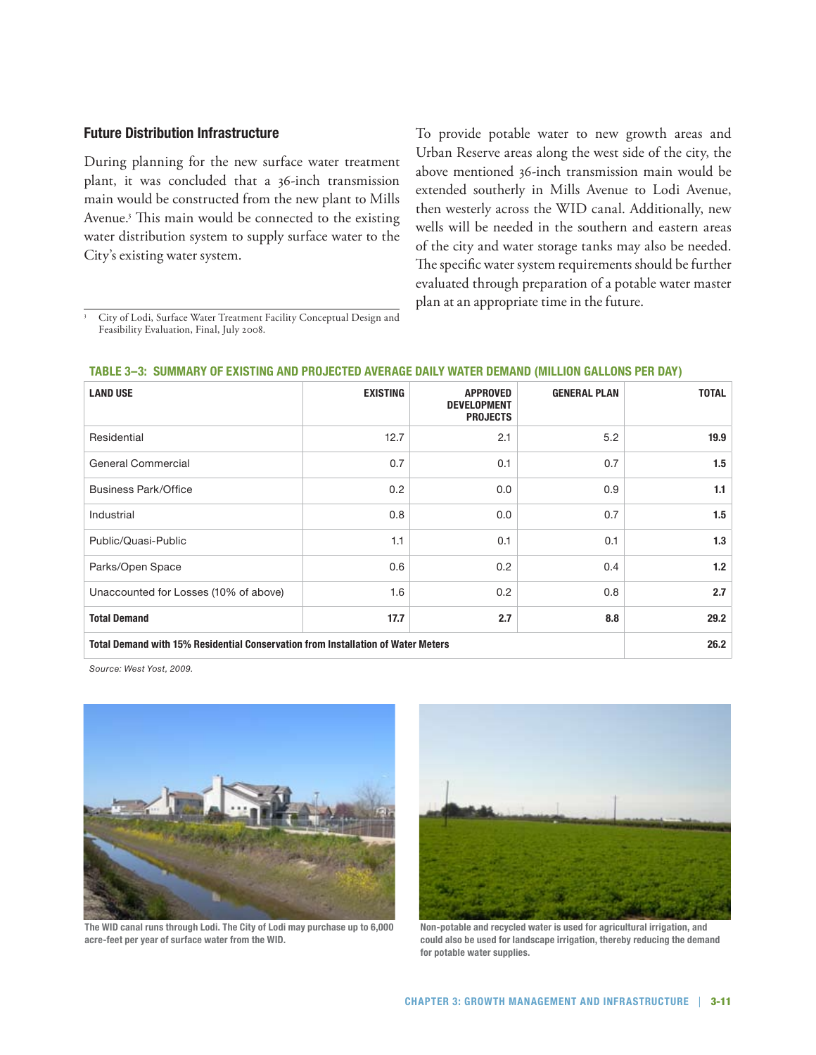### Future Distribution Infrastructure

During planning for the new surface water treatment plant, it was concluded that a 36-inch transmission main would be constructed from the new plant to Mills Avenue.[3] This main would be connected to the existing water distribution system to supply surface water to the City's existing water system.

To provide potable water to new growth areas and Urban Reserve areas along the west side of the city, the above mentioned 36-inch transmission main would be extended southerly in Mills Avenue to Lodi Avenue, then westerly across the WID canal. Additionally, new wells will be needed in the southern and eastern areas of the city and water storage tanks may also be needed. The specific water system requirements should be further evaluated through preparation of a potable water master plan at an appropriate time in the future.

[3] City of Lodi, Surface Water Treatment Facility Conceptual Design and Feasibility Evaluation, Final, July 2008.

**TABLE 3–3: SUMMARY OF EXISTING AND PROJECTED AVERAGE DAILY WATER DEMAND (MILLION GALLONS PER DAY)**

| LAND USE | EXISTING | APPROVED DEVELOPMENT PROJECTS | GENERAL PLAN | TOTAL |
|---|---|---|---|---|
| Residential | 12.7 | 2.1 | 5.2 | **19.9** |
| General Commercial | 0.7 | 0.1 | 0.7 | **1.5** |
| Business Park/Office | 0.2 | 0.0 | 0.9 | **1.1** |
| Industrial | 0.8 | 0.0 | 0.7 | **1.5** |
| Public/Quasi-Public | 1.1 | 0.1 | 0.1 | **1.3** |
| Parks/Open Space | 0.6 | 0.2 | 0.4 | **1.2** |
| Unaccounted for Losses (10% of above) | 1.6 | 0.2 | 0.8 | **2.7** |
| **Total Demand** | **17.7** | **2.7** | **8.8** | **29.2** |
| **Total Demand with 15% Residential Conservation from Installation of Water Meters** | | | | **26.2** |

*Source: West Yost, 2009.*

The WID canal runs through Lodi. The City of Lodi may purchase up to 6,000 acre-feet per year of surface water from the WID.

Non-potable and recycled water is used for agricultural irrigation, and could also be used for landscape irrigation, thereby reducing the demand for potable water supplies.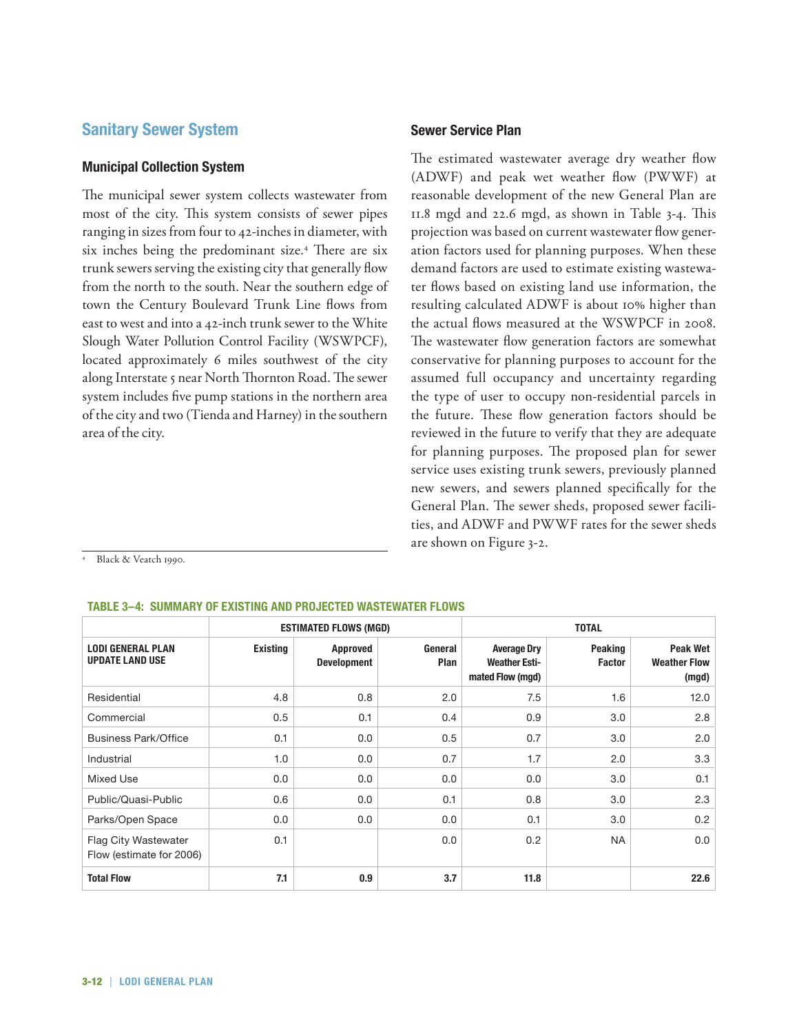## Sanitary Sewer System

### Municipal Collection System

The municipal sewer system collects wastewater from most of the city. This system consists of sewer pipes ranging in sizes from four to 42-inches in diameter, with six inches being the predominant size.[4] There are six trunk sewers serving the existing city that generally flow from the north to the south. Near the southern edge of town the Century Boulevard Trunk Line flows from east to west and into a 42-inch trunk sewer to the White Slough Water Pollution Control Facility (WSWPCF), located approximately 6 miles southwest of the city along Interstate 5 near North Thornton Road. The sewer system includes five pump stations in the northern area of the city and two (Tienda and Harney) in the southern area of the city.

[4] Black & Veatch 1990.

### Sewer Service Plan

The estimated wastewater average dry weather flow (ADWF) and peak wet weather flow (PWWF) at reasonable development of the new General Plan are 11.8 mgd and 22.6 mgd, as shown in Table 3-4. This projection was based on current wastewater flow generation factors used for planning purposes. When these demand factors are used to estimate existing wastewater flows based on existing land use information, the resulting calculated ADWF is about 10% higher than the actual flows measured at the WSWPCF in 2008. The wastewater flow generation factors are somewhat conservative for planning purposes to account for the assumed full occupancy and uncertainty regarding the type of user to occupy non-residential parcels in the future. These flow generation factors should be reviewed in the future to verify that they are adequate for planning purposes. The proposed plan for sewer service uses existing trunk sewers, previously planned new sewers, and sewers planned specifically for the General Plan. The sewer sheds, proposed sewer facilities, and ADWF and PWWF rates for the sewer sheds are shown on Figure 3-2.

**TABLE 3–4: SUMMARY OF EXISTING AND PROJECTED WASTEWATER FLOWS**

| | ESTIMATED FLOWS (MGD) | | | TOTAL | | |
|---|---|---|---|---|---|---|
| LODI GENERAL PLAN UPDATE LAND USE | Existing | Approved Development | General Plan | Average Dry Weather Estimated Flow (mgd) | Peaking Factor | Peak Wet Weather Flow (mgd) |
| Residential | 4.8 | 0.8 | 2.0 | 7.5 | 1.6 | 12.0 |
| Commercial | 0.5 | 0.1 | 0.4 | 0.9 | 3.0 | 2.8 |
| Business Park/Office | 0.1 | 0.0 | 0.5 | 0.7 | 3.0 | 2.0 |
| Industrial | 1.0 | 0.0 | 0.7 | 1.7 | 2.0 | 3.3 |
| Mixed Use | 0.0 | 0.0 | 0.0 | 0.0 | 3.0 | 0.1 |
| Public/Quasi-Public | 0.6 | 0.0 | 0.1 | 0.8 | 3.0 | 2.3 |
| Parks/Open Space | 0.0 | 0.0 | 0.0 | 0.1 | 3.0 | 0.2 |
| Flag City Wastewater Flow (estimate for 2006) | 0.1 | | 0.0 | 0.2 | NA | 0.0 |
| **Total Flow** | **7.1** | **0.9** | **3.7** | **11.8** | | **22.6** |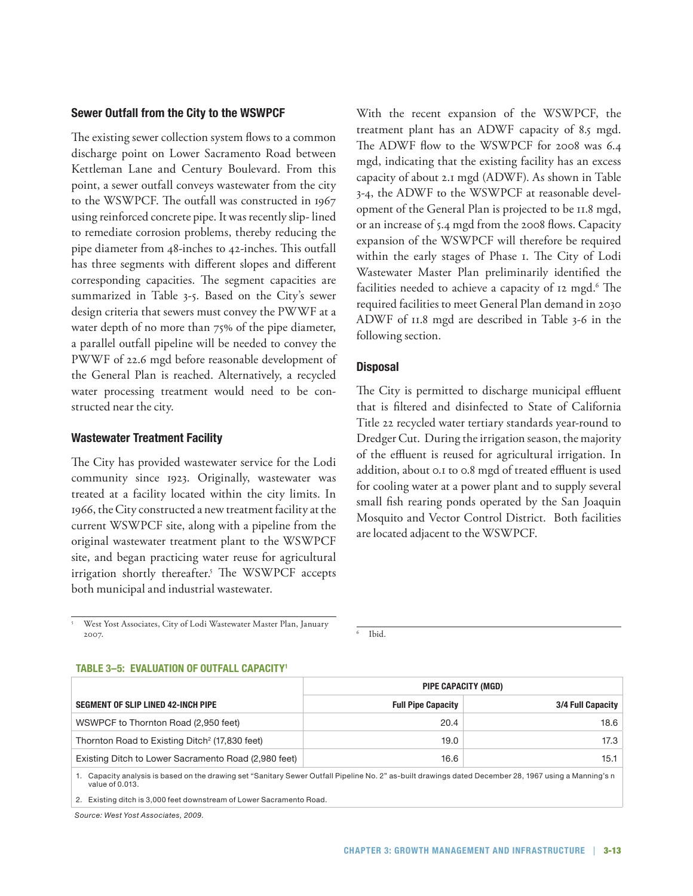### Sewer Outfall from the City to the WSWPCF

The existing sewer collection system flows to a common discharge point on Lower Sacramento Road between Kettleman Lane and Century Boulevard. From this point, a sewer outfall conveys wastewater from the city to the WSWPCF. The outfall was constructed in 1967 using reinforced concrete pipe. It was recently slip- lined to remediate corrosion problems, thereby reducing the pipe diameter from 48-inches to 42-inches. This outfall has three segments with different slopes and different corresponding capacities. The segment capacities are summarized in Table 3-5. Based on the City's sewer design criteria that sewers must convey the PWWF at a water depth of no more than 75% of the pipe diameter, a parallel outfall pipeline will be needed to convey the PWWF of 22.6 mgd before reasonable development of the General Plan is reached. Alternatively, a recycled water processing treatment would need to be constructed near the city.

### Wastewater Treatment Facility

The City has provided wastewater service for the Lodi community since 1923. Originally, wastewater was treated at a facility located within the city limits. In 1966, the City constructed a new treatment facility at the current WSWPCF site, along with a pipeline from the original wastewater treatment plant to the WSWPCF site, and began practicing water reuse for agricultural irrigation shortly thereafter.[5] The WSWPCF accepts both municipal and industrial wastewater.

With the recent expansion of the WSWPCF, the treatment plant has an ADWF capacity of 8.5 mgd. The ADWF flow to the WSWPCF for 2008 was 6.4 mgd, indicating that the existing facility has an excess capacity of about 2.1 mgd (ADWF). As shown in Table 3-4, the ADWF to the WSWPCF at reasonable development of the General Plan is projected to be 11.8 mgd, or an increase of 5.4 mgd from the 2008 flows. Capacity expansion of the WSWPCF will therefore be required within the early stages of Phase 1. The City of Lodi Wastewater Master Plan preliminarily identified the facilities needed to achieve a capacity of 12 mgd.[6] The required facilities to meet General Plan demand in 2030 ADWF of 11.8 mgd are described in Table 3-6 in the following section.

### Disposal

The City is permitted to discharge municipal effluent that is filtered and disinfected to State of California Title 22 recycled water tertiary standards year-round to Dredger Cut. During the irrigation season, the majority of the effluent is reused for agricultural irrigation. In addition, about 0.1 to 0.8 mgd of treated effluent is used for cooling water at a power plant and to supply several small fish rearing ponds operated by the San Joaquin Mosquito and Vector Control District. Both facilities are located adjacent to the WSWPCF.

[5] West Yost Associates, City of Lodi Wastewater Master Plan, January 2007.

[6] Ibid.

**TABLE 3–5: EVALUATION OF OUTFALL CAPACITY[1]**

| | PIPE CAPACITY (MGD) | |
|---|---|---|
| SEGMENT OF SLIP LINED 42-INCH PIPE | Full Pipe Capacity | 3/4 Full Capacity |
| WSWPCF to Thornton Road (2,950 feet) | 20.4 | 18.6 |
| Thornton Road to Existing Ditch[2] (17,830 feet) | 19.0 | 17.3 |
| Existing Ditch to Lower Sacramento Road (2,980 feet) | 16.6 | 15.1 |

1. Capacity analysis is based on the drawing set "Sanitary Sewer Outfall Pipeline No. 2" as-built drawings dated December 28, 1967 using a Manning's n value of 0.013.

2. Existing ditch is 3,000 feet downstream of Lower Sacramento Road.

*Source: West Yost Associates, 2009.*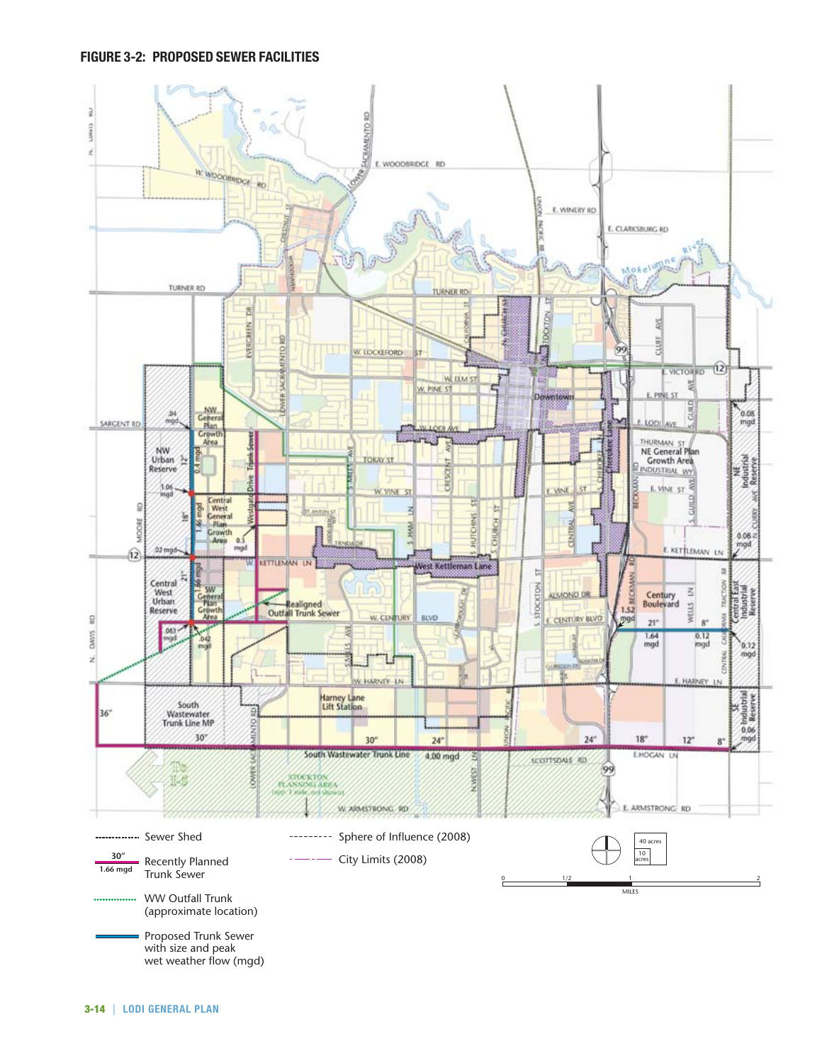## FIGURE 3-2: PROPOSED SEWER FACILITIES

Sewer Shed

30" / 1.66 mgd — Recently Planned Trunk Sewer

WW Outfall Trunk (approximate location)

Proposed Trunk Sewer with size and peak wet weather flow (mgd)

Sphere of Influence (2008)

City Limits (2008)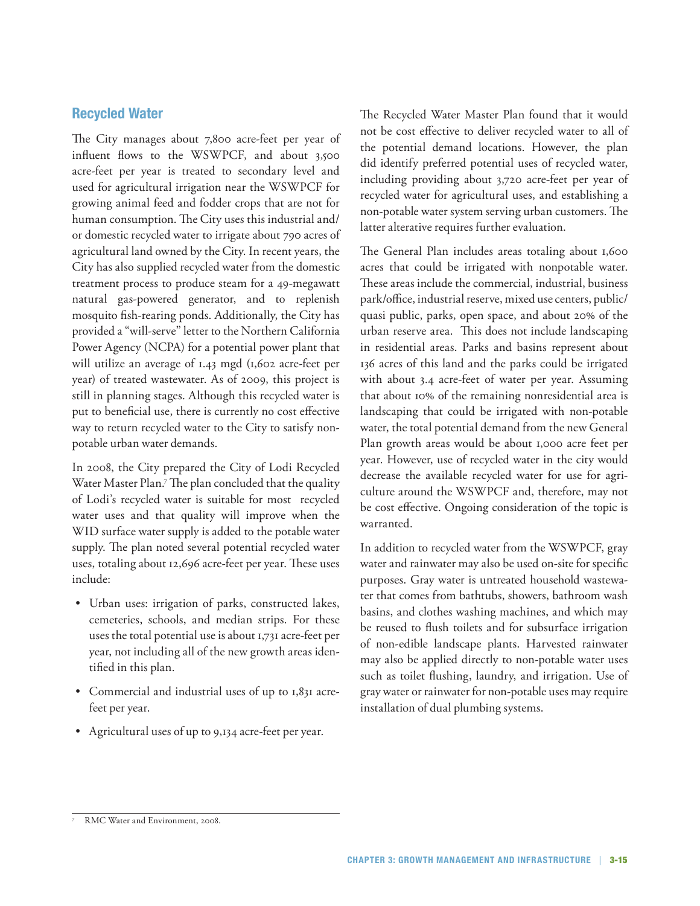## Recycled Water

The City manages about 7,800 acre-feet per year of influent flows to the WSWPCF, and about 3,500 acre-feet per year is treated to secondary level and used for agricultural irrigation near the WSWPCF for growing animal feed and fodder crops that are not for human consumption. The City uses this industrial and/or domestic recycled water to irrigate about 790 acres of agricultural land owned by the City. In recent years, the City has also supplied recycled water from the domestic treatment process to produce steam for a 49-megawatt natural gas-powered generator, and to replenish mosquito fish-rearing ponds. Additionally, the City has provided a "will-serve" letter to the Northern California Power Agency (NCPA) for a potential power plant that will utilize an average of 1.43 mgd (1,602 acre-feet per year) of treated wastewater. As of 2009, this project is still in planning stages. Although this recycled water is put to beneficial use, there is currently no cost effective way to return recycled water to the City to satisfy non-potable urban water demands.

In 2008, the City prepared the City of Lodi Recycled Water Master Plan.[7] The plan concluded that the quality of Lodi's recycled water is suitable for most recycled water uses and that quality will improve when the WID surface water supply is added to the potable water supply. The plan noted several potential recycled water uses, totaling about 12,696 acre-feet per year. These uses include:

- Urban uses: irrigation of parks, constructed lakes, cemeteries, schools, and median strips. For these uses the total potential use is about 1,731 acre-feet per year, not including all of the new growth areas identified in this plan.
- Commercial and industrial uses of up to 1,831 acre-feet per year.
- Agricultural uses of up to 9,134 acre-feet per year.

The Recycled Water Master Plan found that it would not be cost effective to deliver recycled water to all of the potential demand locations. However, the plan did identify preferred potential uses of recycled water, including providing about 3,720 acre-feet per year of recycled water for agricultural uses, and establishing a non-potable water system serving urban customers. The latter alterative requires further evaluation.

The General Plan includes areas totaling about 1,600 acres that could be irrigated with nonpotable water. These areas include the commercial, industrial, business park/office, industrial reserve, mixed use centers, public/quasi public, parks, open space, and about 20% of the urban reserve area. This does not include landscaping in residential areas. Parks and basins represent about 136 acres of this land and the parks could be irrigated with about 3.4 acre-feet of water per year. Assuming that about 10% of the remaining nonresidential area is landscaping that could be irrigated with non-potable water, the total potential demand from the new General Plan growth areas would be about 1,000 acre feet per year. However, use of recycled water in the city would decrease the available recycled water for use for agriculture around the WSWPCF and, therefore, may not be cost effective. Ongoing consideration of the topic is warranted.

In addition to recycled water from the WSWPCF, gray water and rainwater may also be used on-site for specific purposes. Gray water is untreated household wastewater that comes from bathtubs, showers, bathroom wash basins, and clothes washing machines, and which may be reused to flush toilets and for subsurface irrigation of non-edible landscape plants. Harvested rainwater may also be applied directly to non-potable water uses such as toilet flushing, laundry, and irrigation. Use of gray water or rainwater for non-potable uses may require installation of dual plumbing systems.

[7] RMC Water and Environment, 2008.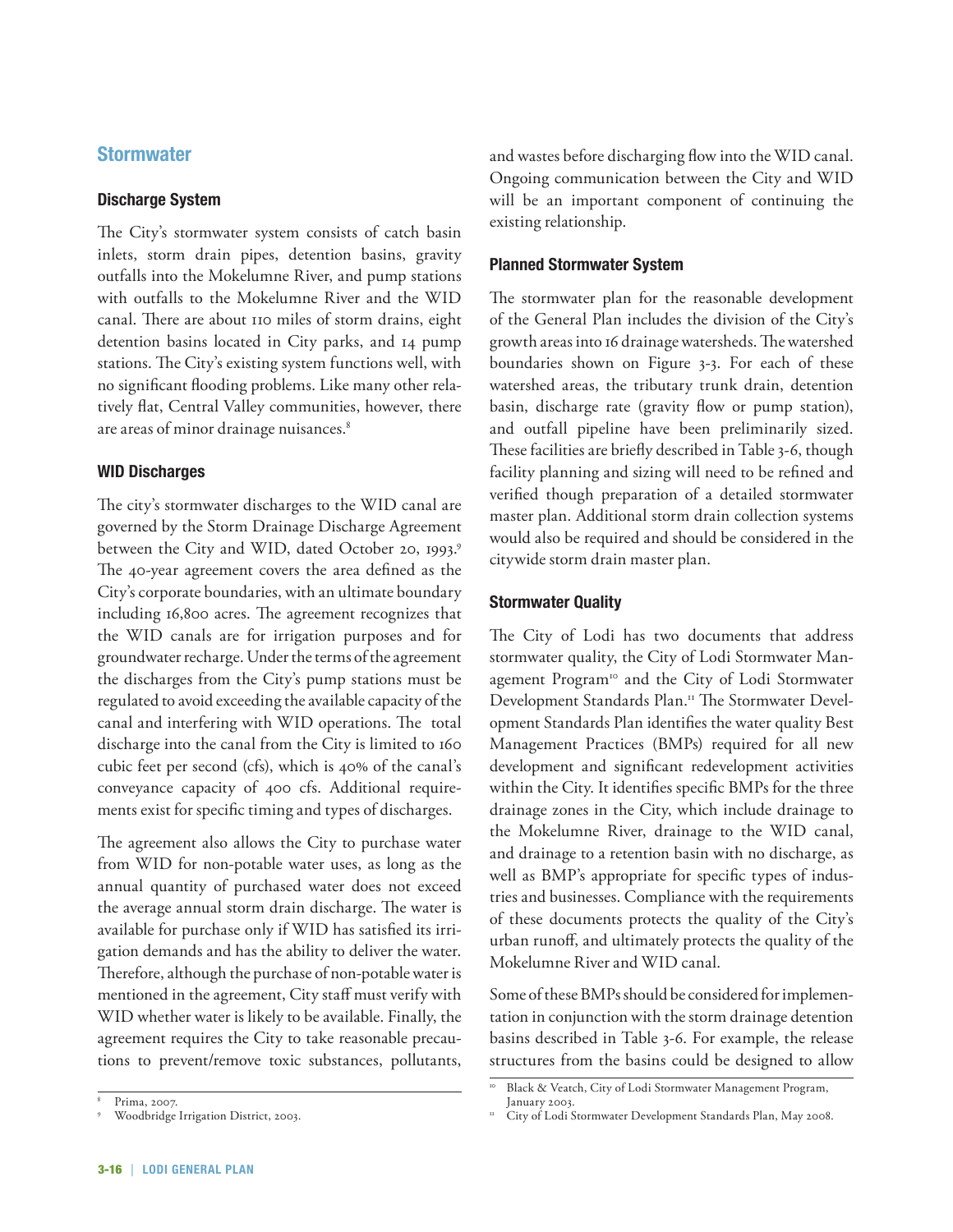## Stormwater

### Discharge System

The City's stormwater system consists of catch basin inlets, storm drain pipes, detention basins, gravity outfalls into the Mokelumne River, and pump stations with outfalls to the Mokelumne River and the WID canal. There are about 110 miles of storm drains, eight detention basins located in City parks, and 14 pump stations. The City's existing system functions well, with no significant flooding problems. Like many other relatively flat, Central Valley communities, however, there are areas of minor drainage nuisances.[8]

### WID Discharges

The city's stormwater discharges to the WID canal are governed by the Storm Drainage Discharge Agreement between the City and WID, dated October 20, 1993.[9] The 40-year agreement covers the area defined as the City's corporate boundaries, with an ultimate boundary including 16,800 acres. The agreement recognizes that the WID canals are for irrigation purposes and for groundwater recharge. Under the terms of the agreement the discharges from the City's pump stations must be regulated to avoid exceeding the available capacity of the canal and interfering with WID operations. The total discharge into the canal from the City is limited to 160 cubic feet per second (cfs), which is 40% of the canal's conveyance capacity of 400 cfs. Additional requirements exist for specific timing and types of discharges.

The agreement also allows the City to purchase water from WID for non-potable water uses, as long as the annual quantity of purchased water does not exceed the average annual storm drain discharge. The water is available for purchase only if WID has satisfied its irrigation demands and has the ability to deliver the water. Therefore, although the purchase of non-potable water is mentioned in the agreement, City staff must verify with WID whether water is likely to be available. Finally, the agreement requires the City to take reasonable precautions to prevent/remove toxic substances, pollutants, and wastes before discharging flow into the WID canal. Ongoing communication between the City and WID will be an important component of continuing the existing relationship.

### Planned Stormwater System

The stormwater plan for the reasonable development of the General Plan includes the division of the City's growth areas into 16 drainage watersheds. The watershed boundaries shown on Figure 3-3. For each of these watershed areas, the tributary trunk drain, detention basin, discharge rate (gravity flow or pump station), and outfall pipeline have been preliminarily sized. These facilities are briefly described in Table 3-6, though facility planning and sizing will need to be refined and verified though preparation of a detailed stormwater master plan. Additional storm drain collection systems would also be required and should be considered in the citywide storm drain master plan.

### Stormwater Quality

The City of Lodi has two documents that address stormwater quality, the City of Lodi Stormwater Management Program[10] and the City of Lodi Stormwater Development Standards Plan.[11] The Stormwater Development Standards Plan identifies the water quality Best Management Practices (BMPs) required for all new development and significant redevelopment activities within the City. It identifies specific BMPs for the three drainage zones in the City, which include drainage to the Mokelumne River, drainage to the WID canal, and drainage to a retention basin with no discharge, as well as BMP's appropriate for specific types of industries and businesses. Compliance with the requirements of these documents protects the quality of the City's urban runoff, and ultimately protects the quality of the Mokelumne River and WID canal.

Some of these BMPs should be considered for implementation in conjunction with the storm drainage detention basins described in Table 3-6. For example, the release structures from the basins could be designed to allow

---

[8] Prima, 2007.

[9] Woodbridge Irrigation District, 2003.

[10] Black & Veatch, City of Lodi Stormwater Management Program, January 2003.

[11] City of Lodi Stormwater Development Standards Plan, May 2008.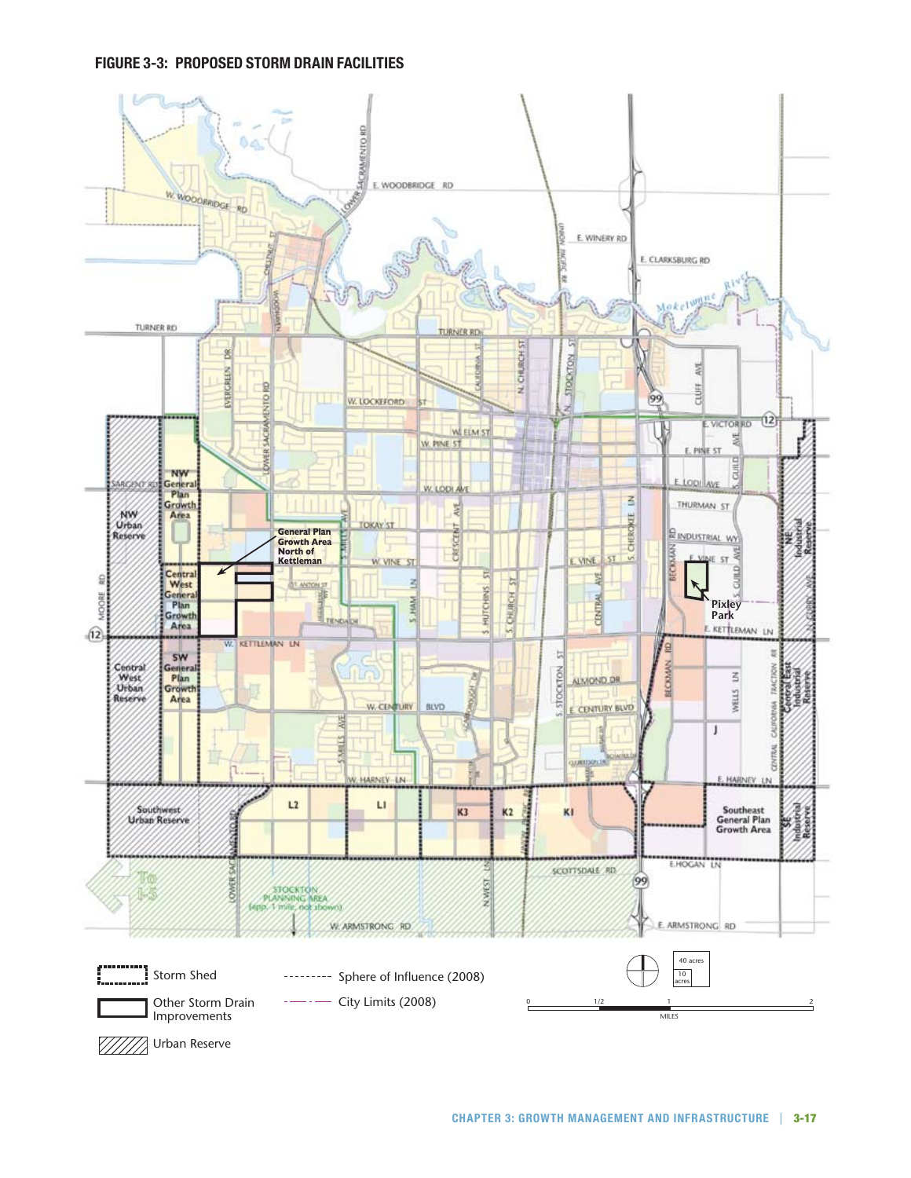**FIGURE 3-3: PROPOSED STORM DRAIN FACILITIES**

Storm Shed

Other Storm Drain Improvements

Urban Reserve

Sphere of Influence (2008)

City Limits (2008)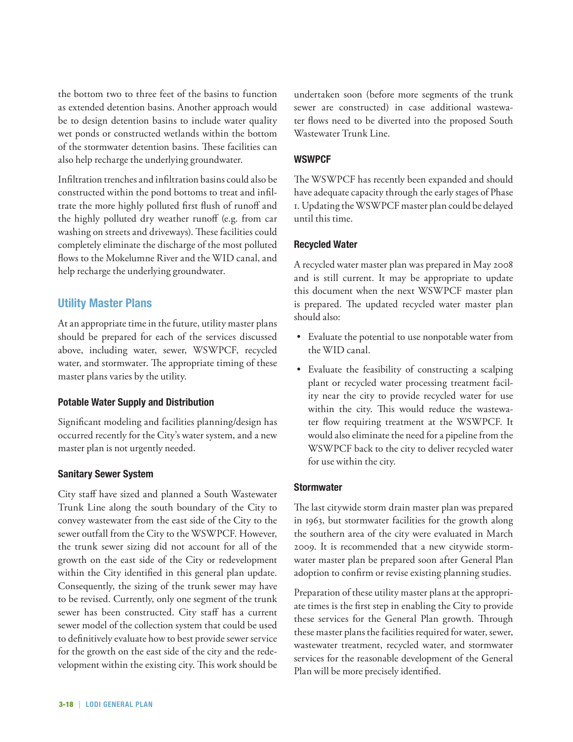the bottom two to three feet of the basins to function as extended detention basins. Another approach would be to design detention basins to include water quality wet ponds or constructed wetlands within the bottom of the stormwater detention basins. These facilities can also help recharge the underlying groundwater.

Infiltration trenches and infiltration basins could also be constructed within the pond bottoms to treat and infiltrate the more highly polluted first flush of runoff and the highly polluted dry weather runoff (e.g. from car washing on streets and driveways). These facilities could completely eliminate the discharge of the most polluted flows to the Mokelumne River and the WID canal, and help recharge the underlying groundwater.

## Utility Master Plans

At an appropriate time in the future, utility master plans should be prepared for each of the services discussed above, including water, sewer, WSWPCF, recycled water, and stormwater. The appropriate timing of these master plans varies by the utility.

### Potable Water Supply and Distribution

Significant modeling and facilities planning/design has occurred recently for the City's water system, and a new master plan is not urgently needed.

### Sanitary Sewer System

City staff have sized and planned a South Wastewater Trunk Line along the south boundary of the City to convey wastewater from the east side of the City to the sewer outfall from the City to the WSWPCF. However, the trunk sewer sizing did not account for all of the growth on the east side of the City or redevelopment within the City identified in this general plan update. Consequently, the sizing of the trunk sewer may have to be revised. Currently, only one segment of the trunk sewer has been constructed. City staff has a current sewer model of the collection system that could be used to definitively evaluate how to best provide sewer service for the growth on the east side of the city and the redevelopment within the existing city. This work should be undertaken soon (before more segments of the trunk sewer are constructed) in case additional wastewater flows need to be diverted into the proposed South Wastewater Trunk Line.

### WSWPCF

The WSWPCF has recently been expanded and should have adequate capacity through the early stages of Phase 1. Updating the WSWPCF master plan could be delayed until this time.

### Recycled Water

A recycled water master plan was prepared in May 2008 and is still current. It may be appropriate to update this document when the next WSWPCF master plan is prepared. The updated recycled water master plan should also:

- Evaluate the potential to use nonpotable water from the WID canal.
- Evaluate the feasibility of constructing a scalping plant or recycled water processing treatment facility near the city to provide recycled water for use within the city. This would reduce the wastewater flow requiring treatment at the WSWPCF. It would also eliminate the need for a pipeline from the WSWPCF back to the city to deliver recycled water for use within the city.

### Stormwater

The last citywide storm drain master plan was prepared in 1963, but stormwater facilities for the growth along the southern area of the city were evaluated in March 2009. It is recommended that a new citywide stormwater master plan be prepared soon after General Plan adoption to confirm or revise existing planning studies.

Preparation of these utility master plans at the appropriate times is the first step in enabling the City to provide these services for the General Plan growth. Through these master plans the facilities required for water, sewer, wastewater treatment, recycled water, and stormwater services for the reasonable development of the General Plan will be more precisely identified.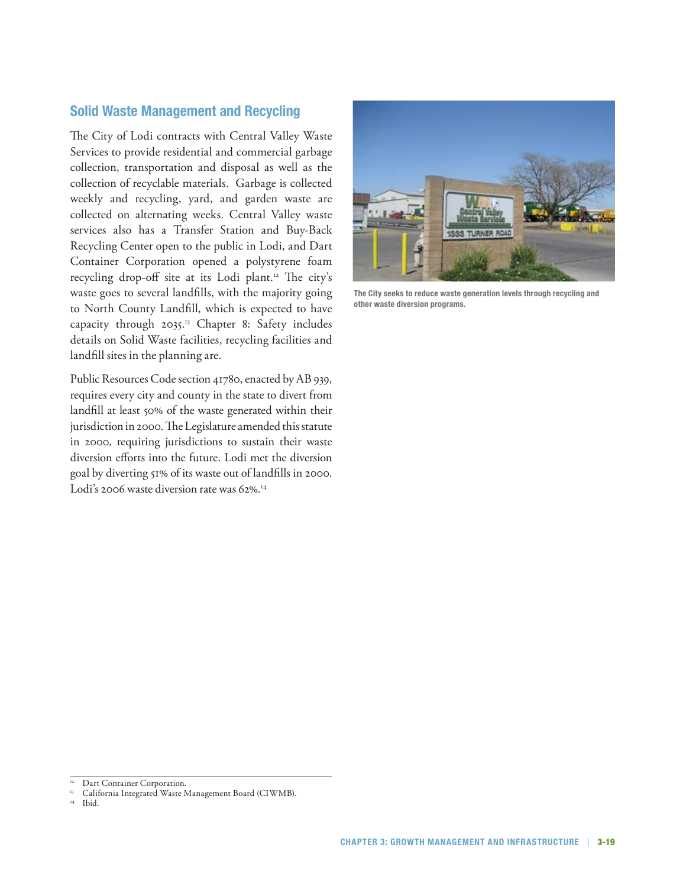## Solid Waste Management and Recycling

The City of Lodi contracts with Central Valley Waste Services to provide residential and commercial garbage collection, transportation and disposal as well as the collection of recyclable materials. Garbage is collected weekly and recycling, yard, and garden waste are collected on alternating weeks. Central Valley waste services also has a Transfer Station and Buy-Back Recycling Center open to the public in Lodi, and Dart Container Corporation opened a polystyrene foam recycling drop-off site at its Lodi plant.[12] The city's waste goes to several landfills, with the majority going to North County Landfill, which is expected to have capacity through 2035.[13] Chapter 8: Safety includes details on Solid Waste facilities, recycling facilities and landfill sites in the planning are.

Public Resources Code section 41780, enacted by AB 939, requires every city and county in the state to divert from landfill at least 50% of the waste generated within their jurisdiction in 2000. The Legislature amended this statute in 2000, requiring jurisdictions to sustain their waste diversion efforts into the future. Lodi met the diversion goal by diverting 51% of its waste out of landfills in 2000. Lodi's 2006 waste diversion rate was 62%.[14]

The City seeks to reduce waste generation levels through recycling and other waste diversion programs.

---

[12] Dart Container Corporation.

[13] California Integrated Waste Management Board (CIWMB).

[14] Ibid.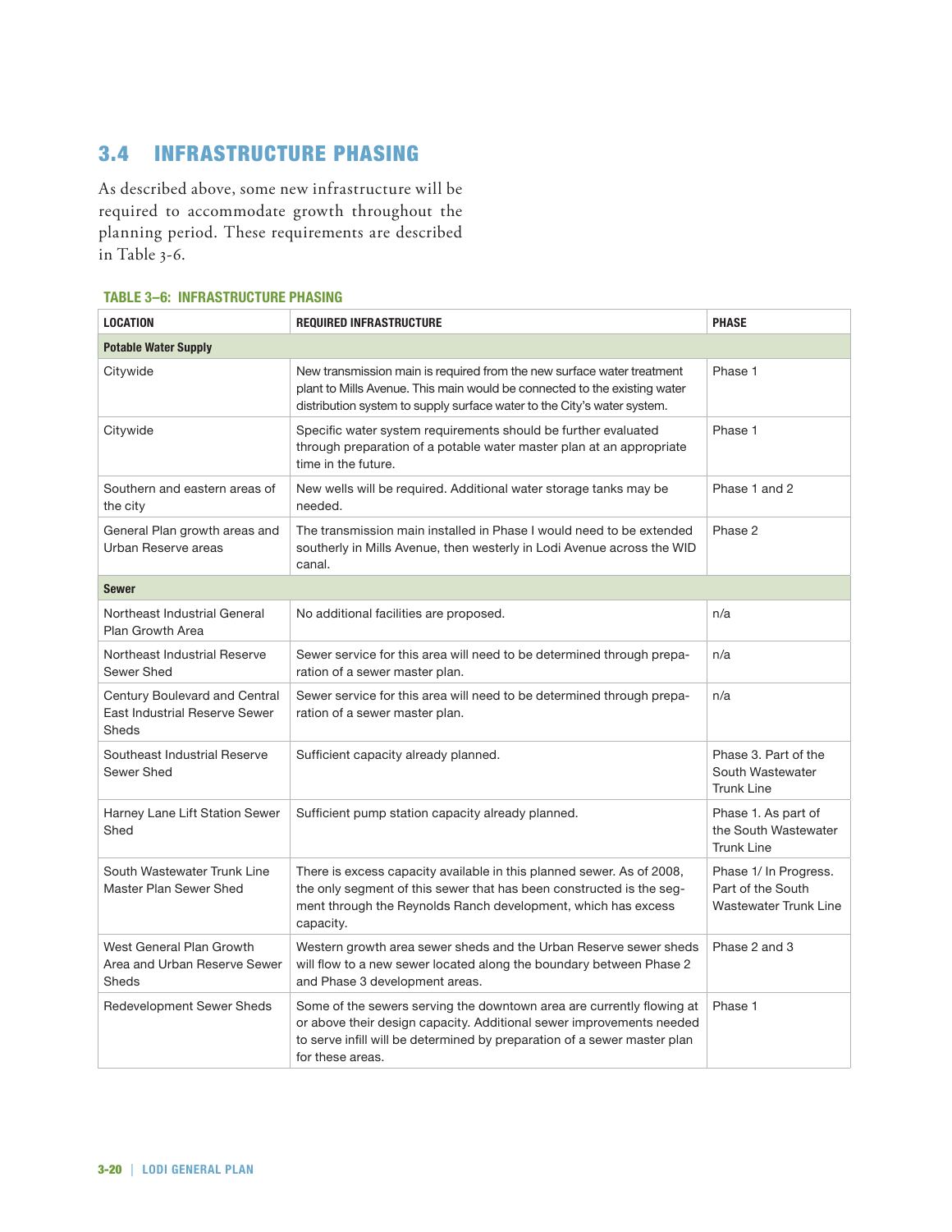## 3.4 INFRASTRUCTURE PHASING

As described above, some new infrastructure will be required to accommodate growth throughout the planning period. These requirements are described in Table 3-6.

**TABLE 3–6: INFRASTRUCTURE PHASING**

| LOCATION | REQUIRED INFRASTRUCTURE | PHASE |
|---|---|---|
| **Potable Water Supply** | | |
| Citywide | New transmission main is required from the new surface water treatment plant to Mills Avenue. This main would be connected to the existing water distribution system to supply surface water to the City's water system. | Phase 1 |
| Citywide | Specific water system requirements should be further evaluated through preparation of a potable water master plan at an appropriate time in the future. | Phase 1 |
| Southern and eastern areas of the city | New wells will be required. Additional water storage tanks may be needed. | Phase 1 and 2 |
| General Plan growth areas and Urban Reserve areas | The transmission main installed in Phase I would need to be extended southerly in Mills Avenue, then westerly in Lodi Avenue across the WID canal. | Phase 2 |
| **Sewer** | | |
| Northeast Industrial General Plan Growth Area | No additional facilities are proposed. | n/a |
| Northeast Industrial Reserve Sewer Shed | Sewer service for this area will need to be determined through preparation of a sewer master plan. | n/a |
| Century Boulevard and Central East Industrial Reserve Sewer Sheds | Sewer service for this area will need to be determined through preparation of a sewer master plan. | n/a |
| Southeast Industrial Reserve Sewer Shed | Sufficient capacity already planned. | Phase 3. Part of the South Wastewater Trunk Line |
| Harney Lane Lift Station Sewer Shed | Sufficient pump station capacity already planned. | Phase 1. As part of the South Wastewater Trunk Line |
| South Wastewater Trunk Line Master Plan Sewer Shed | There is excess capacity available in this planned sewer. As of 2008, the only segment of this sewer that has been constructed is the segment through the Reynolds Ranch development, which has excess capacity. | Phase 1/ In Progress. Part of the South Wastewater Trunk Line |
| West General Plan Growth Area and Urban Reserve Sewer Sheds | Western growth area sewer sheds and the Urban Reserve sewer sheds will flow to a new sewer located along the boundary between Phase 2 and Phase 3 development areas. | Phase 2 and 3 |
| Redevelopment Sewer Sheds | Some of the sewers serving the downtown area are currently flowing at or above their design capacity. Additional sewer improvements needed to serve infill will be determined by preparation of a sewer master plan for these areas. | Phase 1 |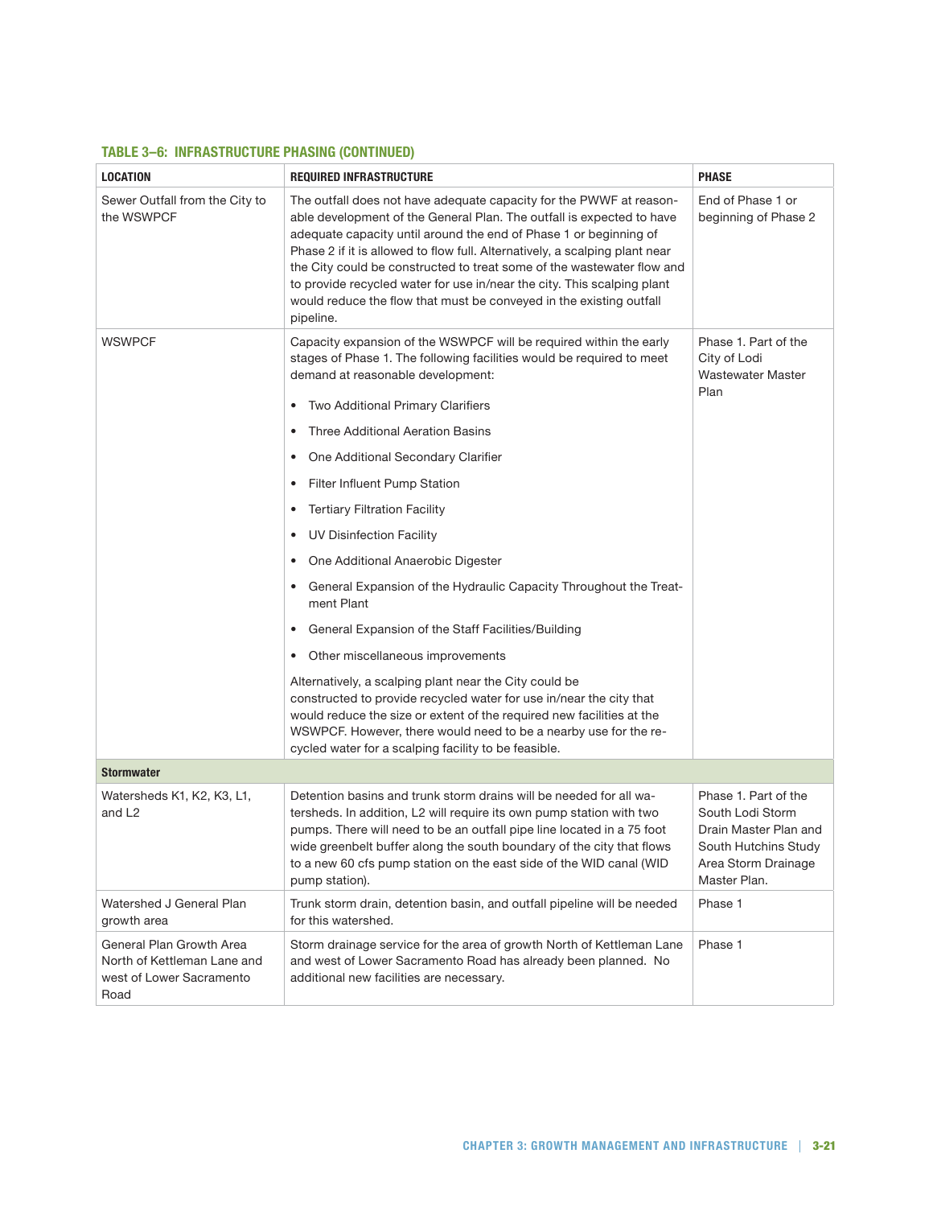**TABLE 3–6: INFRASTRUCTURE PHASING (CONTINUED)**

| LOCATION | REQUIRED INFRASTRUCTURE | PHASE |
|---|---|---|
| Sewer Outfall from the City to the WSWPCF | The outfall does not have adequate capacity for the PWWF at reasonable development of the General Plan. The outfall is expected to have adequate capacity until around the end of Phase 1 or beginning of Phase 2 if it is allowed to flow full. Alternatively, a scalping plant near the City could be constructed to treat some of the wastewater flow and to provide recycled water for use in/near the city. This scalping plant would reduce the flow that must be conveyed in the existing outfall pipeline. | End of Phase 1 or beginning of Phase 2 |
| WSWPCF | Capacity expansion of the WSWPCF will be required within the early stages of Phase 1. The following facilities would be required to meet demand at reasonable development:<br>• Two Additional Primary Clarifiers<br>• Three Additional Aeration Basins<br>• One Additional Secondary Clarifier<br>• Filter Influent Pump Station<br>• Tertiary Filtration Facility<br>• UV Disinfection Facility<br>• One Additional Anaerobic Digester<br>• General Expansion of the Hydraulic Capacity Throughout the Treatment Plant<br>• General Expansion of the Staff Facilities/Building<br>• Other miscellaneous improvements<br>Alternatively, a scalping plant near the City could be constructed to provide recycled water for use in/near the city that would reduce the size or extent of the required new facilities at the WSWPCF. However, there would need to be a nearby use for the recycled water for a scalping facility to be feasible. | Phase 1. Part of the City of Lodi Wastewater Master Plan |
| **Stormwater** | | |
| Watersheds K1, K2, K3, L1, and L2 | Detention basins and trunk storm drains will be needed for all watersheds. In addition, L2 will require its own pump station with two pumps. There will need to be an outfall pipe line located in a 75 foot wide greenbelt buffer along the south boundary of the city that flows to a new 60 cfs pump station on the east side of the WID canal (WID pump station). | Phase 1. Part of the South Lodi Storm Drain Master Plan and South Hutchins Study Area Storm Drainage Master Plan. |
| Watershed J General Plan growth area | Trunk storm drain, detention basin, and outfall pipeline will be needed for this watershed. | Phase 1 |
| General Plan Growth Area North of Kettleman Lane and west of Lower Sacramento Road | Storm drainage service for the area of growth North of Kettleman Lane and west of Lower Sacramento Road has already been planned. No additional new facilities are necessary. | Phase 1 |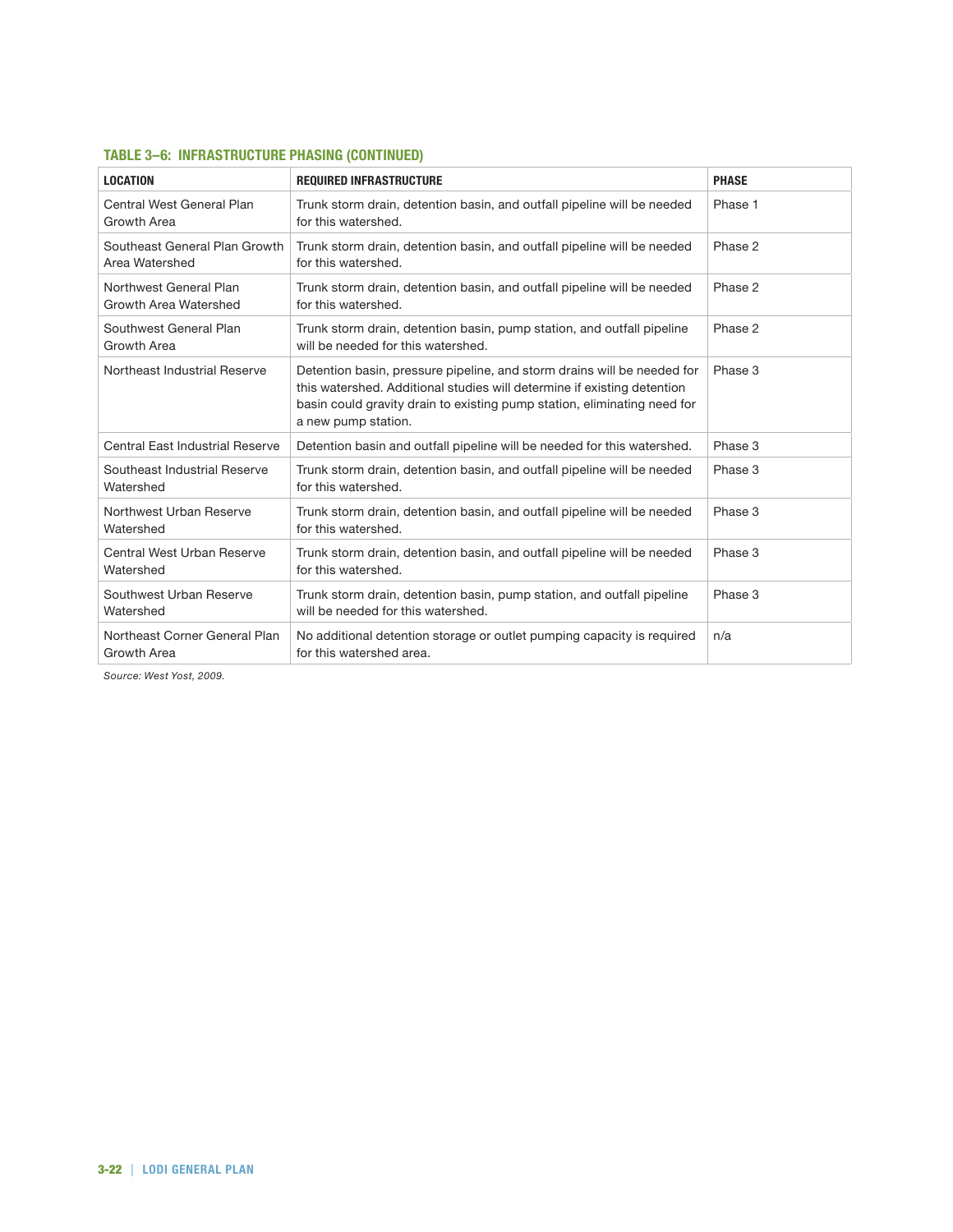#### TABLE 3–6: INFRASTRUCTURE PHASING (CONTINUED)

| LOCATION | REQUIRED INFRASTRUCTURE | PHASE |
|---|---|---|
| Central West General Plan Growth Area | Trunk storm drain, detention basin, and outfall pipeline will be needed for this watershed. | Phase 1 |
| Southeast General Plan Growth Area Watershed | Trunk storm drain, detention basin, and outfall pipeline will be needed for this watershed. | Phase 2 |
| Northwest General Plan Growth Area Watershed | Trunk storm drain, detention basin, and outfall pipeline will be needed for this watershed. | Phase 2 |
| Southwest General Plan Growth Area | Trunk storm drain, detention basin, pump station, and outfall pipeline will be needed for this watershed. | Phase 2 |
| Northeast Industrial Reserve | Detention basin, pressure pipeline, and storm drains will be needed for this watershed. Additional studies will determine if existing detention basin could gravity drain to existing pump station, eliminating need for a new pump station. | Phase 3 |
| Central East Industrial Reserve | Detention basin and outfall pipeline will be needed for this watershed. | Phase 3 |
| Southeast Industrial Reserve Watershed | Trunk storm drain, detention basin, and outfall pipeline will be needed for this watershed. | Phase 3 |
| Northwest Urban Reserve Watershed | Trunk storm drain, detention basin, and outfall pipeline will be needed for this watershed. | Phase 3 |
| Central West Urban Reserve Watershed | Trunk storm drain, detention basin, and outfall pipeline will be needed for this watershed. | Phase 3 |
| Southwest Urban Reserve Watershed | Trunk storm drain, detention basin, pump station, and outfall pipeline will be needed for this watershed. | Phase 3 |
| Northeast Corner General Plan Growth Area | No additional detention storage or outlet pumping capacity is required for this watershed area. | n/a |

*Source: West Yost, 2009.*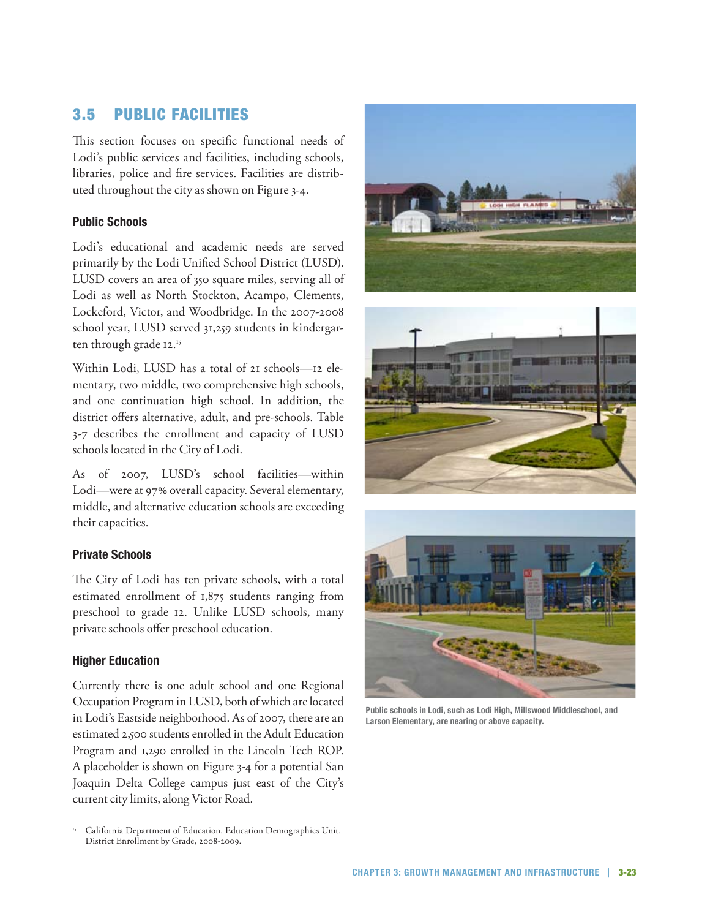## 3.5 PUBLIC FACILITIES

This section focuses on specific functional needs of Lodi's public services and facilities, including schools, libraries, police and fire services. Facilities are distributed throughout the city as shown on Figure 3-4.

### Public Schools

Lodi's educational and academic needs are served primarily by the Lodi Unified School District (LUSD). LUSD covers an area of 350 square miles, serving all of Lodi as well as North Stockton, Acampo, Clements, Lockeford, Victor, and Woodbridge. In the 2007-2008 school year, LUSD served 31,259 students in kindergarten through grade 12.[15]

Within Lodi, LUSD has a total of 21 schools—12 elementary, two middle, two comprehensive high schools, and one continuation high school. In addition, the district offers alternative, adult, and pre-schools. Table 3-7 describes the enrollment and capacity of LUSD schools located in the City of Lodi.

As of 2007, LUSD's school facilities—within Lodi—were at 97% overall capacity. Several elementary, middle, and alternative education schools are exceeding their capacities.

### Private Schools

The City of Lodi has ten private schools, with a total estimated enrollment of 1,875 students ranging from preschool to grade 12. Unlike LUSD schools, many private schools offer preschool education.

### Higher Education

Currently there is one adult school and one Regional Occupation Program in LUSD, both of which are located in Lodi's Eastside neighborhood. As of 2007, there are an estimated 2,500 students enrolled in the Adult Education Program and 1,290 enrolled in the Lincoln Tech ROP. A placeholder is shown on Figure 3-4 for a potential San Joaquin Delta College campus just east of the City's current city limits, along Victor Road.

[15] California Department of Education. Education Demographics Unit. District Enrollment by Grade, 2008-2009.

**Public schools in Lodi, such as Lodi High, Millswood Middleschool, and Larson Elementary, are nearing or above capacity.**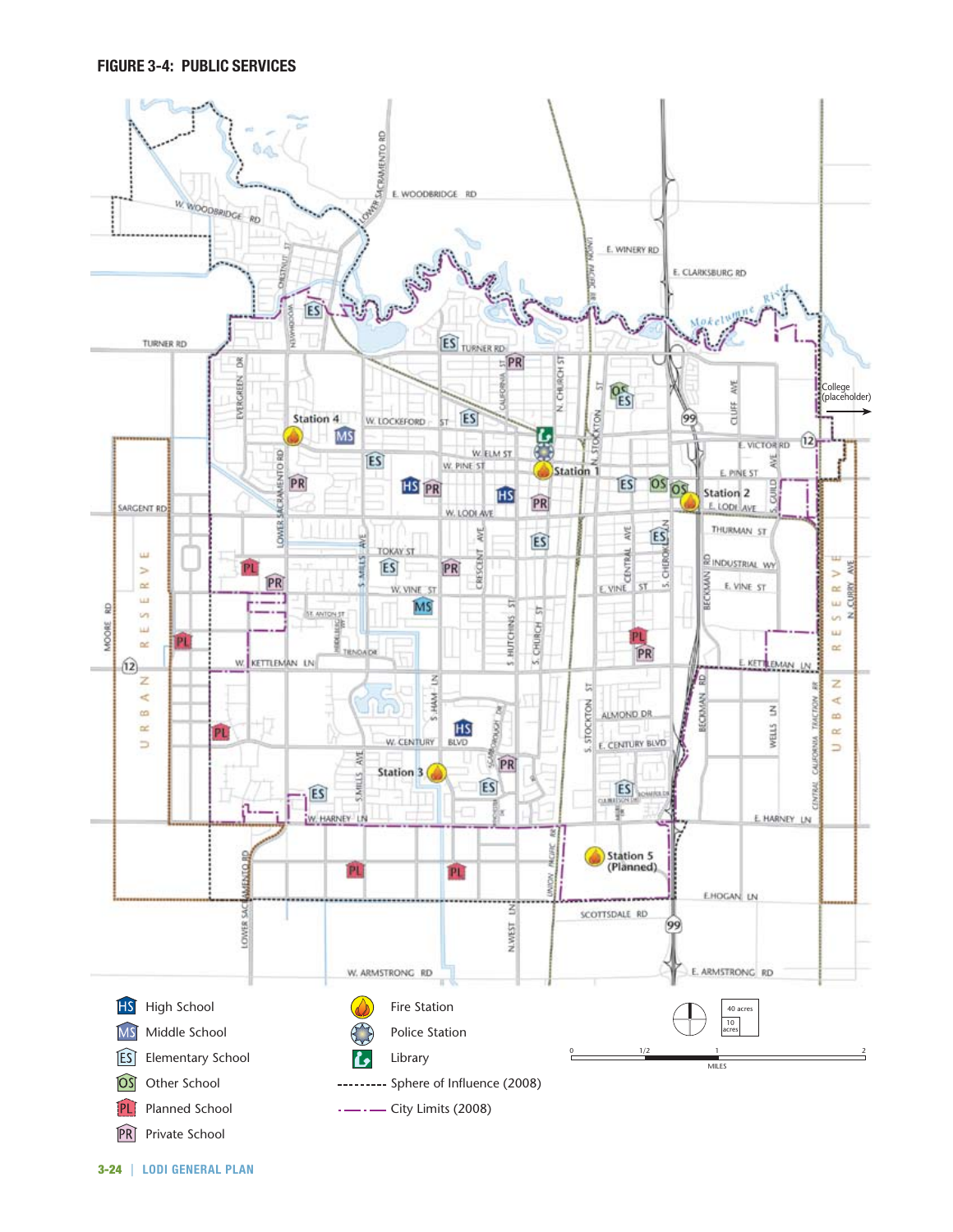**FIGURE 3-4: PUBLIC SERVICES**

| Legend | |
|---|---|
| HS | High School |
| MS | Middle School |
| ES | Elementary School |
| OS | Other School |
| PL | Planned School |
| PR | Private School |
| | Fire Station |
| | Police Station |
| | Library |
| --------- | Sphere of Influence (2008) |
| -·-·- | City Limits (2008) |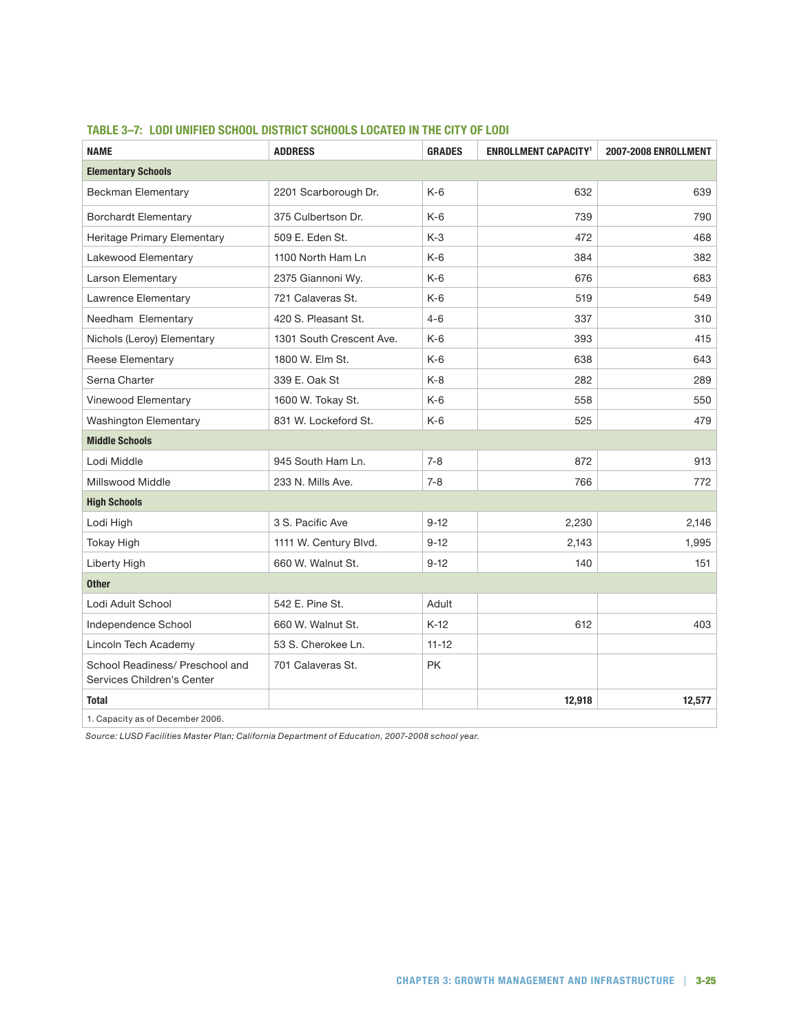**TABLE 3–7: LODI UNIFIED SCHOOL DISTRICT SCHOOLS LOCATED IN THE CITY OF LODI**

| NAME | ADDRESS | GRADES | ENROLLMENT CAPACITY[1] | 2007-2008 ENROLLMENT |
|---|---|---|---|---|
| **Elementary Schools** | | | | |
| Beckman Elementary | 2201 Scarborough Dr. | K-6 | 632 | 639 |
| Borchardt Elementary | 375 Culbertson Dr. | K-6 | 739 | 790 |
| Heritage Primary Elementary | 509 E. Eden St. | K-3 | 472 | 468 |
| Lakewood Elementary | 1100 North Ham Ln | K-6 | 384 | 382 |
| Larson Elementary | 2375 Giannoni Wy. | K-6 | 676 | 683 |
| Lawrence Elementary | 721 Calaveras St. | K-6 | 519 | 549 |
| Needham Elementary | 420 S. Pleasant St. | 4-6 | 337 | 310 |
| Nichols (Leroy) Elementary | 1301 South Crescent Ave. | K-6 | 393 | 415 |
| Reese Elementary | 1800 W. Elm St. | K-6 | 638 | 643 |
| Serna Charter | 339 E. Oak St | K-8 | 282 | 289 |
| Vinewood Elementary | 1600 W. Tokay St. | K-6 | 558 | 550 |
| Washington Elementary | 831 W. Lockeford St. | K-6 | 525 | 479 |
| **Middle Schools** | | | | |
| Lodi Middle | 945 South Ham Ln. | 7-8 | 872 | 913 |
| Millswood Middle | 233 N. Mills Ave. | 7-8 | 766 | 772 |
| **High Schools** | | | | |
| Lodi High | 3 S. Pacific Ave | 9-12 | 2,230 | 2,146 |
| Tokay High | 1111 W. Century Blvd. | 9-12 | 2,143 | 1,995 |
| Liberty High | 660 W. Walnut St. | 9-12 | 140 | 151 |
| **Other** | | | | |
| Lodi Adult School | 542 E. Pine St. | Adult | | |
| Independence School | 660 W. Walnut St. | K-12 | 612 | 403 |
| Lincoln Tech Academy | 53 S. Cherokee Ln. | 11-12 | | |
| School Readiness/ Preschool and Services Children's Center | 701 Calaveras St. | PK | | |
| **Total** | | | **12,918** | **12,577** |

1. Capacity as of December 2006.

*Source: LUSD Facilities Master Plan; California Department of Education, 2007-2008 school year.*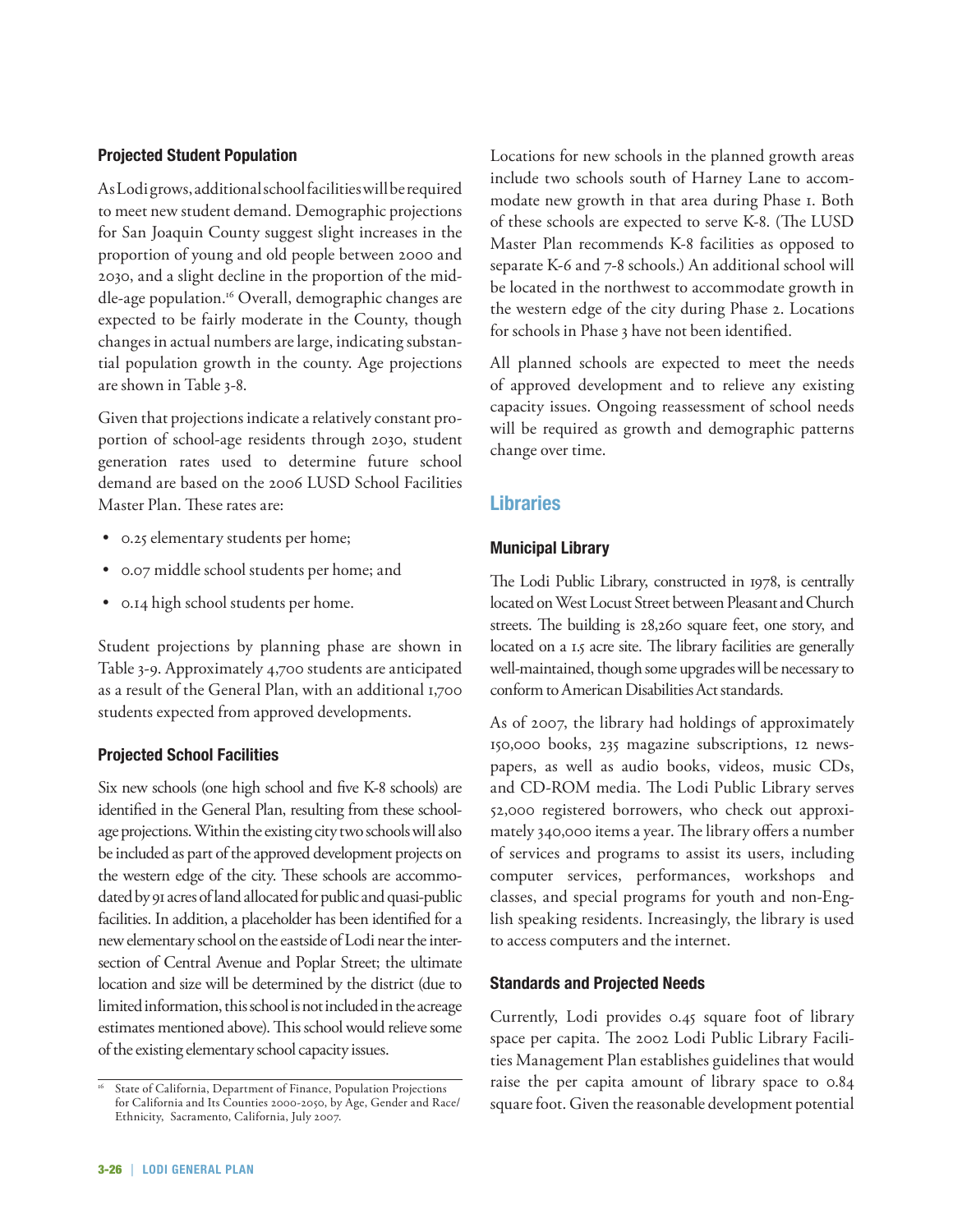### Projected Student Population

As Lodi grows, additional school facilities will be required to meet new student demand. Demographic projections for San Joaquin County suggest slight increases in the proportion of young and old people between 2000 and 2030, and a slight decline in the proportion of the middle-age population.[16] Overall, demographic changes are expected to be fairly moderate in the County, though changes in actual numbers are large, indicating substantial population growth in the county. Age projections are shown in Table 3-8.

Given that projections indicate a relatively constant proportion of school-age residents through 2030, student generation rates used to determine future school demand are based on the 2006 LUSD School Facilities Master Plan. These rates are:

- 0.25 elementary students per home;
- 0.07 middle school students per home; and
- 0.14 high school students per home.

Student projections by planning phase are shown in Table 3-9. Approximately 4,700 students are anticipated as a result of the General Plan, with an additional 1,700 students expected from approved developments.

### Projected School Facilities

Six new schools (one high school and five K-8 schools) are identified in the General Plan, resulting from these school-age projections. Within the existing city two schools will also be included as part of the approved development projects on the western edge of the city. These schools are accommodated by 91 acres of land allocated for public and quasi-public facilities. In addition, a placeholder has been identified for a new elementary school on the eastside of Lodi near the intersection of Central Avenue and Poplar Street; the ultimate location and size will be determined by the district (due to limited information, this school is not included in the acreage estimates mentioned above). This school would relieve some of the existing elementary school capacity issues.

[16] State of California, Department of Finance, Population Projections for California and Its Counties 2000-2050, by Age, Gender and Race/Ethnicity, Sacramento, California, July 2007.

Locations for new schools in the planned growth areas include two schools south of Harney Lane to accommodate new growth in that area during Phase 1. Both of these schools are expected to serve K-8. (The LUSD Master Plan recommends K-8 facilities as opposed to separate K-6 and 7-8 schools.) An additional school will be located in the northwest to accommodate growth in the western edge of the city during Phase 2. Locations for schools in Phase 3 have not been identified.

All planned schools are expected to meet the needs of approved development and to relieve any existing capacity issues. Ongoing reassessment of school needs will be required as growth and demographic patterns change over time.

## Libraries

### Municipal Library

The Lodi Public Library, constructed in 1978, is centrally located on West Locust Street between Pleasant and Church streets. The building is 28,260 square feet, one story, and located on a 1.5 acre site. The library facilities are generally well-maintained, though some upgrades will be necessary to conform to American Disabilities Act standards.

As of 2007, the library had holdings of approximately 150,000 books, 235 magazine subscriptions, 12 newspapers, as well as audio books, videos, music CDs, and CD-ROM media. The Lodi Public Library serves 52,000 registered borrowers, who check out approximately 340,000 items a year. The library offers a number of services and programs to assist its users, including computer services, performances, workshops and classes, and special programs for youth and non-English speaking residents. Increasingly, the library is used to access computers and the internet.

### Standards and Projected Needs

Currently, Lodi provides 0.45 square foot of library space per capita. The 2002 Lodi Public Library Facilities Management Plan establishes guidelines that would raise the per capita amount of library space to 0.84 square foot. Given the reasonable development potential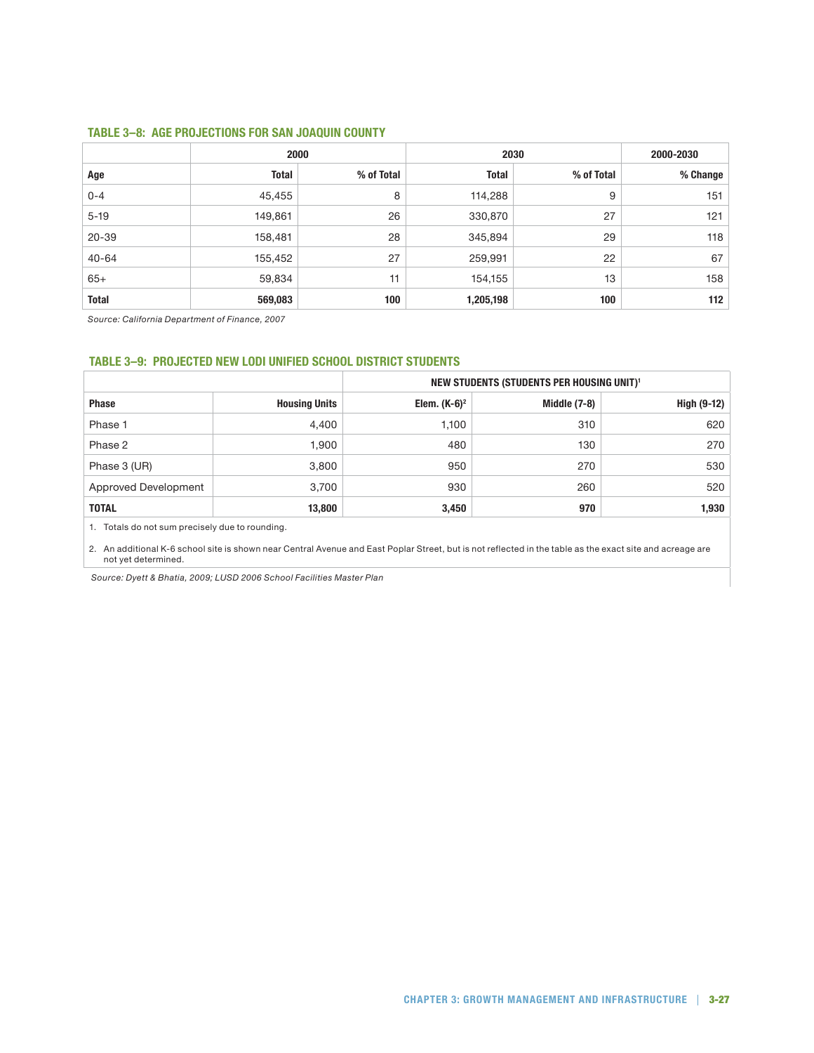### TABLE 3–8: AGE PROJECTIONS FOR SAN JOAQUIN COUNTY

| | 2000 | | 2030 | | 2000-2030 |
|---|---|---|---|---|---|
| **Age** | **Total** | **% of Total** | **Total** | **% of Total** | **% Change** |
| 0-4 | 45,455 | 8 | 114,288 | 9 | 151 |
| 5-19 | 149,861 | 26 | 330,870 | 27 | 121 |
| 20-39 | 158,481 | 28 | 345,894 | 29 | 118 |
| 40-64 | 155,452 | 27 | 259,991 | 22 | 67 |
| 65+ | 59,834 | 11 | 154,155 | 13 | 158 |
| **Total** | **569,083** | **100** | **1,205,198** | **100** | **112** |

*Source: California Department of Finance, 2007*

### TABLE 3–9: PROJECTED NEW LODI UNIFIED SCHOOL DISTRICT STUDENTS

| | | NEW STUDENTS (STUDENTS PER HOUSING UNIT)[1] | | |
|---|---|---|---|---|
| **Phase** | **Housing Units** | **Elem. (K-6)[2]** | **Middle (7-8)** | **High (9-12)** |
| Phase 1 | 4,400 | 1,100 | 310 | 620 |
| Phase 2 | 1,900 | 480 | 130 | 270 |
| Phase 3 (UR) | 3,800 | 950 | 270 | 530 |
| Approved Development | 3,700 | 930 | 260 | 520 |
| **TOTAL** | **13,800** | **3,450** | **970** | **1,930** |

1. Totals do not sum precisely due to rounding.
2. An additional K-6 school site is shown near Central Avenue and East Poplar Street, but is not reflected in the table as the exact site and acreage are not yet determined.

*Source: Dyett & Bhatia, 2009; LUSD 2006 School Facilities Master Plan*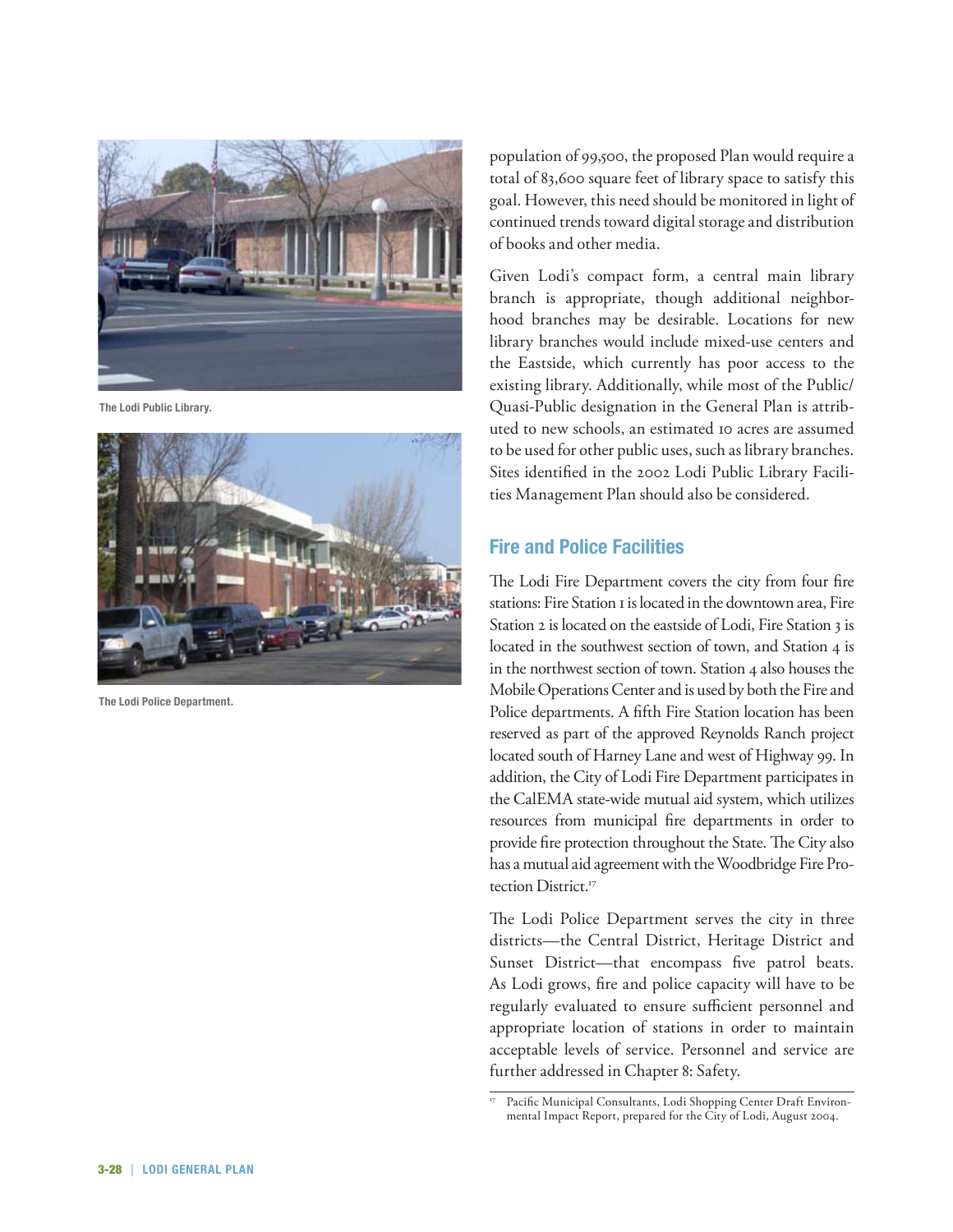The Lodi Public Library.

The Lodi Police Department.

population of 99,500, the proposed Plan would require a total of 83,600 square feet of library space to satisfy this goal. However, this need should be monitored in light of continued trends toward digital storage and distribution of books and other media.

Given Lodi's compact form, a central main library branch is appropriate, though additional neighborhood branches may be desirable. Locations for new library branches would include mixed-use centers and the Eastside, which currently has poor access to the existing library. Additionally, while most of the Public/Quasi-Public designation in the General Plan is attributed to new schools, an estimated 10 acres are assumed to be used for other public uses, such as library branches. Sites identified in the 2002 Lodi Public Library Facilities Management Plan should also be considered.

## Fire and Police Facilities

The Lodi Fire Department covers the city from four fire stations: Fire Station 1 is located in the downtown area, Fire Station 2 is located on the eastside of Lodi, Fire Station 3 is located in the southwest section of town, and Station 4 is in the northwest section of town. Station 4 also houses the Mobile Operations Center and is used by both the Fire and Police departments. A fifth Fire Station location has been reserved as part of the approved Reynolds Ranch project located south of Harney Lane and west of Highway 99. In addition, the City of Lodi Fire Department participates in the CalEMA state-wide mutual aid system, which utilizes resources from municipal fire departments in order to provide fire protection throughout the State. The City also has a mutual aid agreement with the Woodbridge Fire Protection District.[17]

The Lodi Police Department serves the city in three districts—the Central District, Heritage District and Sunset District—that encompass five patrol beats. As Lodi grows, fire and police capacity will have to be regularly evaluated to ensure sufficient personnel and appropriate location of stations in order to maintain acceptable levels of service. Personnel and service are further addressed in Chapter 8: Safety.

[17] Pacific Municipal Consultants, Lodi Shopping Center Draft Environmental Impact Report, prepared for the City of Lodi, August 2004.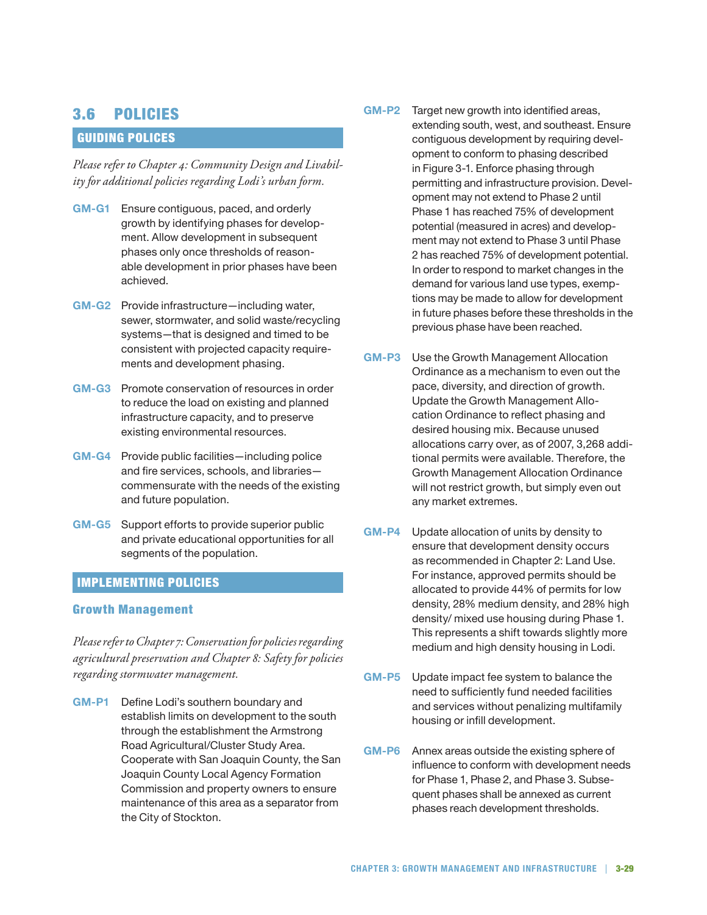## 3.6 POLICIES

### GUIDING POLICES

*Please refer to Chapter 4: Community Design and Livability for additional policies regarding Lodi's urban form.*

**GM-G1** Ensure contiguous, paced, and orderly growth by identifying phases for development. Allow development in subsequent phases only once thresholds of reasonable development in prior phases have been achieved.

**GM-G2** Provide infrastructure—including water, sewer, stormwater, and solid waste/recycling systems—that is designed and timed to be consistent with projected capacity requirements and development phasing.

**GM-G3** Promote conservation of resources in order to reduce the load on existing and planned infrastructure capacity, and to preserve existing environmental resources.

**GM-G4** Provide public facilities—including police and fire services, schools, and libraries—commensurate with the needs of the existing and future population.

**GM-G5** Support efforts to provide superior public and private educational opportunities for all segments of the population.

### IMPLEMENTING POLICIES

#### Growth Management

*Please refer to Chapter 7: Conservation for policies regarding agricultural preservation and Chapter 8: Safety for policies regarding stormwater management.*

**GM-P1** Define Lodi's southern boundary and establish limits on development to the south through the establishment the Armstrong Road Agricultural/Cluster Study Area. Cooperate with San Joaquin County, the San Joaquin County Local Agency Formation Commission and property owners to ensure maintenance of this area as a separator from the City of Stockton.

**GM-P2** Target new growth into identified areas, extending south, west, and southeast. Ensure contiguous development by requiring development to conform to phasing described in Figure 3-1. Enforce phasing through permitting and infrastructure provision. Development may not extend to Phase 2 until Phase 1 has reached 75% of development potential (measured in acres) and development may not extend to Phase 3 until Phase 2 has reached 75% of development potential. In order to respond to market changes in the demand for various land use types, exemptions may be made to allow for development in future phases before these thresholds in the previous phase have been reached.

**GM-P3** Use the Growth Management Allocation Ordinance as a mechanism to even out the pace, diversity, and direction of growth. Update the Growth Management Allocation Ordinance to reflect phasing and desired housing mix. Because unused allocations carry over, as of 2007, 3,268 additional permits were available. Therefore, the Growth Management Allocation Ordinance will not restrict growth, but simply even out any market extremes.

**GM-P4** Update allocation of units by density to ensure that development density occurs as recommended in Chapter 2: Land Use. For instance, approved permits should be allocated to provide 44% of permits for low density, 28% medium density, and 28% high density/ mixed use housing during Phase 1. This represents a shift towards slightly more medium and high density housing in Lodi.

**GM-P5** Update impact fee system to balance the need to sufficiently fund needed facilities and services without penalizing multifamily housing or infill development.

**GM-P6** Annex areas outside the existing sphere of influence to conform with development needs for Phase 1, Phase 2, and Phase 3. Subsequent phases shall be annexed as current phases reach development thresholds.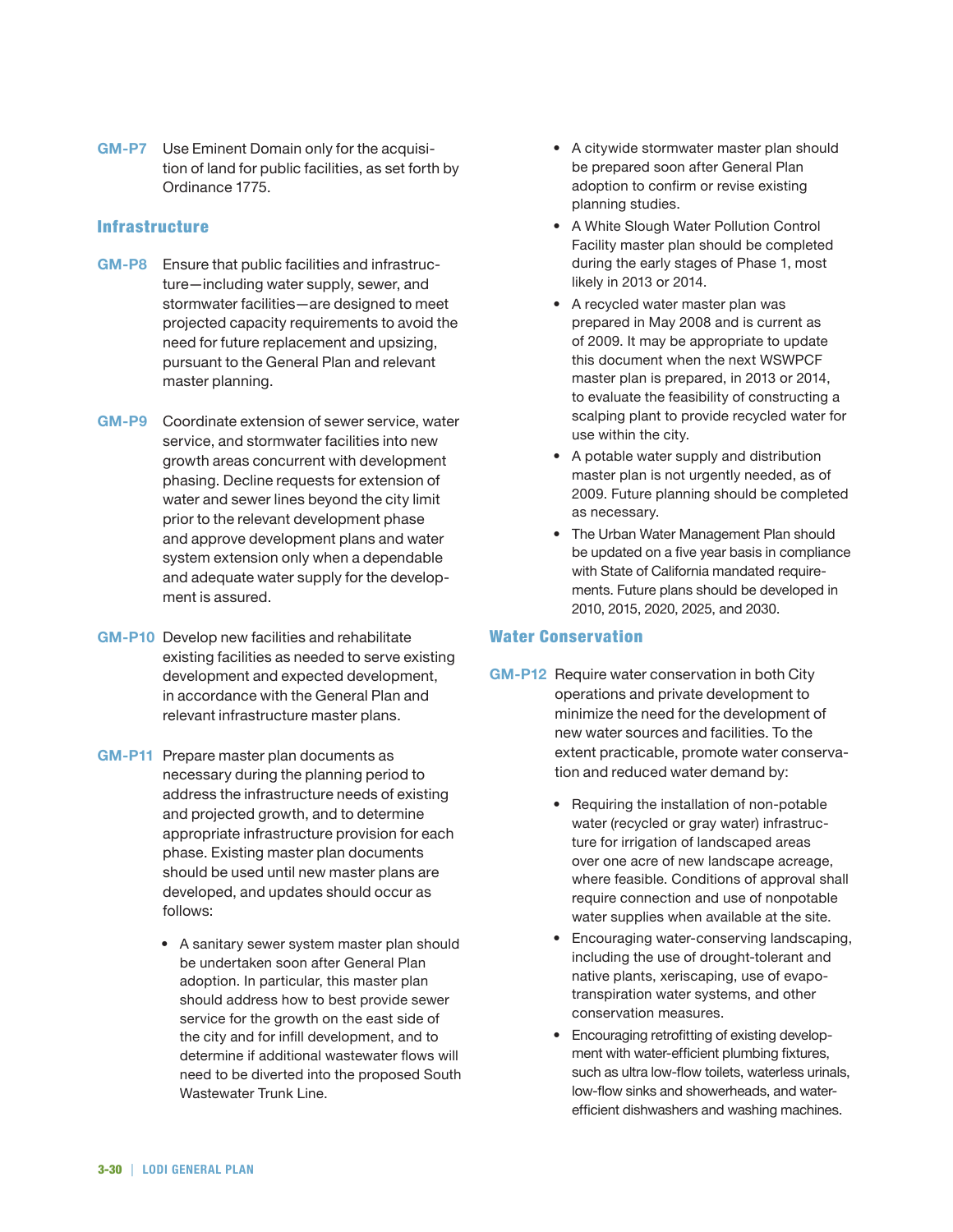**GM-P7** Use Eminent Domain only for the acquisition of land for public facilities, as set forth by Ordinance 1775.

## Infrastructure

**GM-P8** Ensure that public facilities and infrastructure—including water supply, sewer, and stormwater facilities—are designed to meet projected capacity requirements to avoid the need for future replacement and upsizing, pursuant to the General Plan and relevant master planning.

**GM-P9** Coordinate extension of sewer service, water service, and stormwater facilities into new growth areas concurrent with development phasing. Decline requests for extension of water and sewer lines beyond the city limit prior to the relevant development phase and approve development plans and water system extension only when a dependable and adequate water supply for the development is assured.

**GM-P10** Develop new facilities and rehabilitate existing facilities as needed to serve existing development and expected development, in accordance with the General Plan and relevant infrastructure master plans.

**GM-P11** Prepare master plan documents as necessary during the planning period to address the infrastructure needs of existing and projected growth, and to determine appropriate infrastructure provision for each phase. Existing master plan documents should be used until new master plans are developed, and updates should occur as follows:

- A sanitary sewer system master plan should be undertaken soon after General Plan adoption. In particular, this master plan should address how to best provide sewer service for the growth on the east side of the city and for infill development, and to determine if additional wastewater flows will need to be diverted into the proposed South Wastewater Trunk Line.
- A citywide stormwater master plan should be prepared soon after General Plan adoption to confirm or revise existing planning studies.
- A White Slough Water Pollution Control Facility master plan should be completed during the early stages of Phase 1, most likely in 2013 or 2014.
- A recycled water master plan was prepared in May 2008 and is current as of 2009. It may be appropriate to update this document when the next WSWPCF master plan is prepared, in 2013 or 2014, to evaluate the feasibility of constructing a scalping plant to provide recycled water for use within the city.
- A potable water supply and distribution master plan is not urgently needed, as of 2009. Future planning should be completed as necessary.
- The Urban Water Management Plan should be updated on a five year basis in compliance with State of California mandated requirements. Future plans should be developed in 2010, 2015, 2020, 2025, and 2030.

## Water Conservation

**GM-P12** Require water conservation in both City operations and private development to minimize the need for the development of new water sources and facilities. To the extent practicable, promote water conservation and reduced water demand by:

- Requiring the installation of non-potable water (recycled or gray water) infrastructure for irrigation of landscaped areas over one acre of new landscape acreage, where feasible. Conditions of approval shall require connection and use of nonpotable water supplies when available at the site.
- Encouraging water-conserving landscaping, including the use of drought-tolerant and native plants, xeriscaping, use of evapotranspiration water systems, and other conservation measures.
- Encouraging retrofitting of existing development with water-efficient plumbing fixtures, such as ultra low-flow toilets, waterless urinals, low-flow sinks and showerheads, and water-efficient dishwashers and washing machines.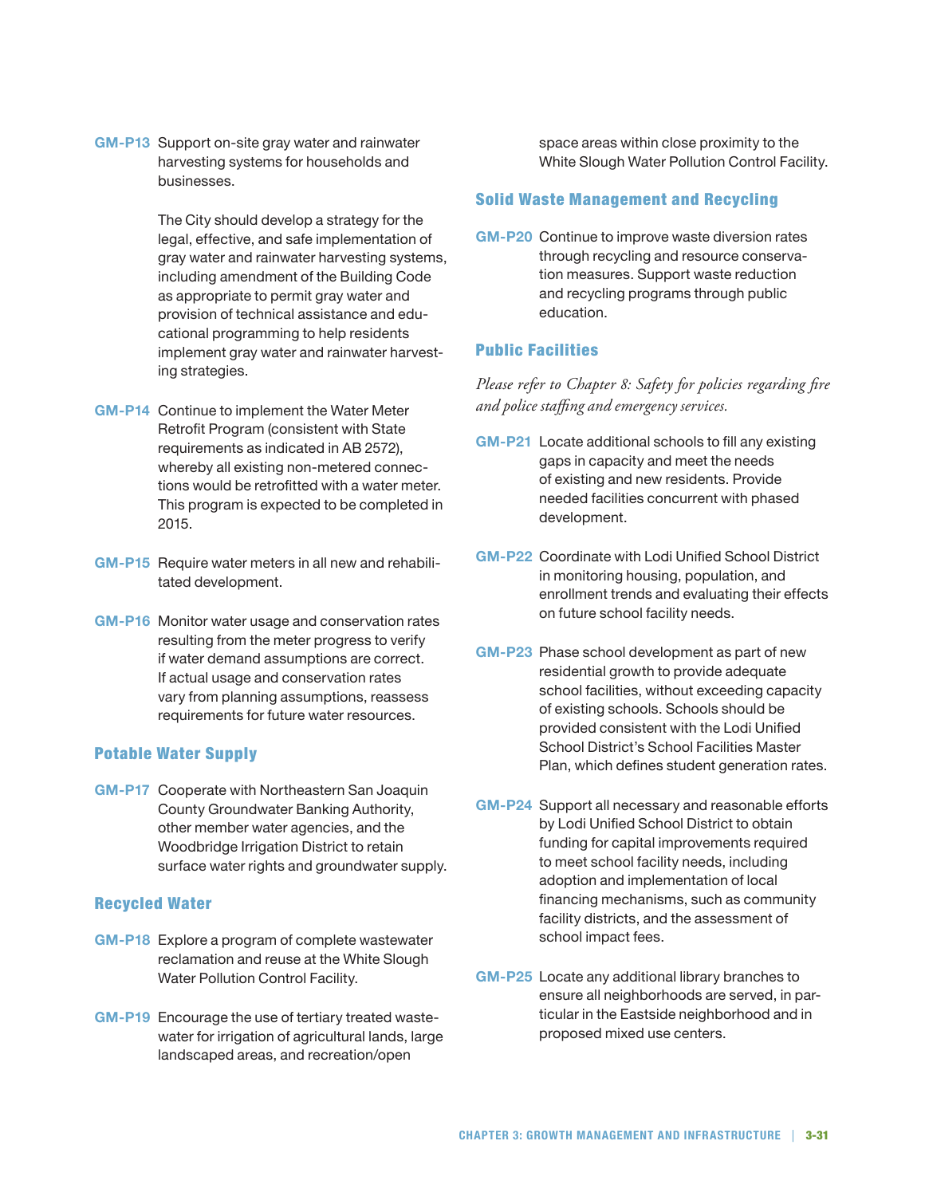**GM-P13** Support on-site gray water and rainwater harvesting systems for households and businesses.

The City should develop a strategy for the legal, effective, and safe implementation of gray water and rainwater harvesting systems, including amendment of the Building Code as appropriate to permit gray water and provision of technical assistance and educational programming to help residents implement gray water and rainwater harvesting strategies.

**GM-P14** Continue to implement the Water Meter Retrofit Program (consistent with State requirements as indicated in AB 2572), whereby all existing non-metered connections would be retrofitted with a water meter. This program is expected to be completed in 2015.

**GM-P15** Require water meters in all new and rehabilitated development.

**GM-P16** Monitor water usage and conservation rates resulting from the meter progress to verify if water demand assumptions are correct. If actual usage and conservation rates vary from planning assumptions, reassess requirements for future water resources.

### Potable Water Supply

**GM-P17** Cooperate with Northeastern San Joaquin County Groundwater Banking Authority, other member water agencies, and the Woodbridge Irrigation District to retain surface water rights and groundwater supply.

### Recycled Water

**GM-P18** Explore a program of complete wastewater reclamation and reuse at the White Slough Water Pollution Control Facility.

**GM-P19** Encourage the use of tertiary treated wastewater for irrigation of agricultural lands, large landscaped areas, and recreation/open space areas within close proximity to the White Slough Water Pollution Control Facility.

### Solid Waste Management and Recycling

**GM-P20** Continue to improve waste diversion rates through recycling and resource conservation measures. Support waste reduction and recycling programs through public education.

### Public Facilities

*Please refer to Chapter 8: Safety for policies regarding fire and police staffing and emergency services.*

**GM-P21** Locate additional schools to fill any existing gaps in capacity and meet the needs of existing and new residents. Provide needed facilities concurrent with phased development.

**GM-P22** Coordinate with Lodi Unified School District in monitoring housing, population, and enrollment trends and evaluating their effects on future school facility needs.

**GM-P23** Phase school development as part of new residential growth to provide adequate school facilities, without exceeding capacity of existing schools. Schools should be provided consistent with the Lodi Unified School District's School Facilities Master Plan, which defines student generation rates.

**GM-P24** Support all necessary and reasonable efforts by Lodi Unified School District to obtain funding for capital improvements required to meet school facility needs, including adoption and implementation of local financing mechanisms, such as community facility districts, and the assessment of school impact fees.

**GM-P25** Locate any additional library branches to ensure all neighborhoods are served, in particular in the Eastside neighborhood and in proposed mixed use centers.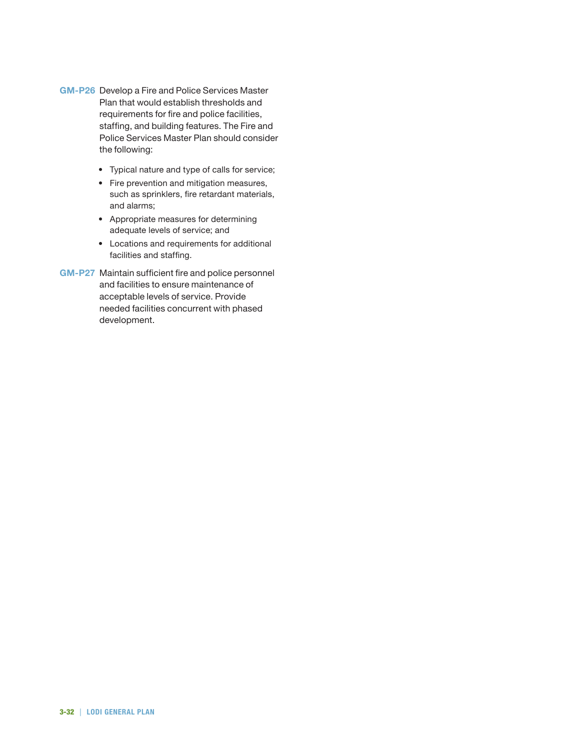**GM-P26** Develop a Fire and Police Services Master Plan that would establish thresholds and requirements for fire and police facilities, staffing, and building features. The Fire and Police Services Master Plan should consider the following:

- Typical nature and type of calls for service;
- Fire prevention and mitigation measures, such as sprinklers, fire retardant materials, and alarms;
- Appropriate measures for determining adequate levels of service; and
- Locations and requirements for additional facilities and staffing.

**GM-P27** Maintain sufficient fire and police personnel and facilities to ensure maintenance of acceptable levels of service. Provide needed facilities concurrent with phased development.